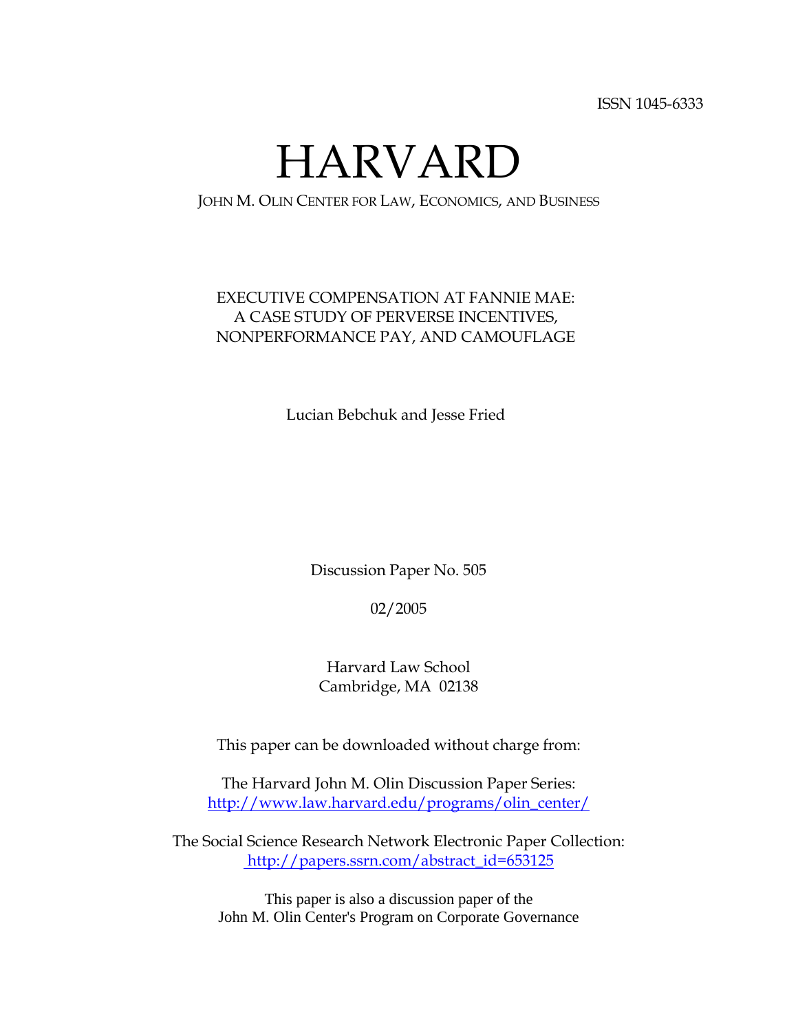ISSN 1045-6333

# HARVARD

JOHN M. OLIN CENTER FOR LAW, ECONOMICS, AND BUSINESS

## EXECUTIVE COMPENSATION AT FANNIE MAE: A CASE STUDY OF PERVERSE INCENTIVES, NONPERFORMANCE PAY, AND CAMOUFLAGE

Lucian Bebchuk and Jesse Fried

Discussion Paper No. 505

02/2005

Harvard Law School
Cambridge, MA 02138

This paper can be downloaded without charge from:

The Harvard John M. Olin Discussion Paper Series:
http://www.law.harvard.edu/programs/olin_center/

The Social Science Research Network Electronic Paper Collection:
http://papers.ssrn.com/abstract_id=653125

This paper is also a discussion paper of the
John M. Olin Center's Program on Corporate Governance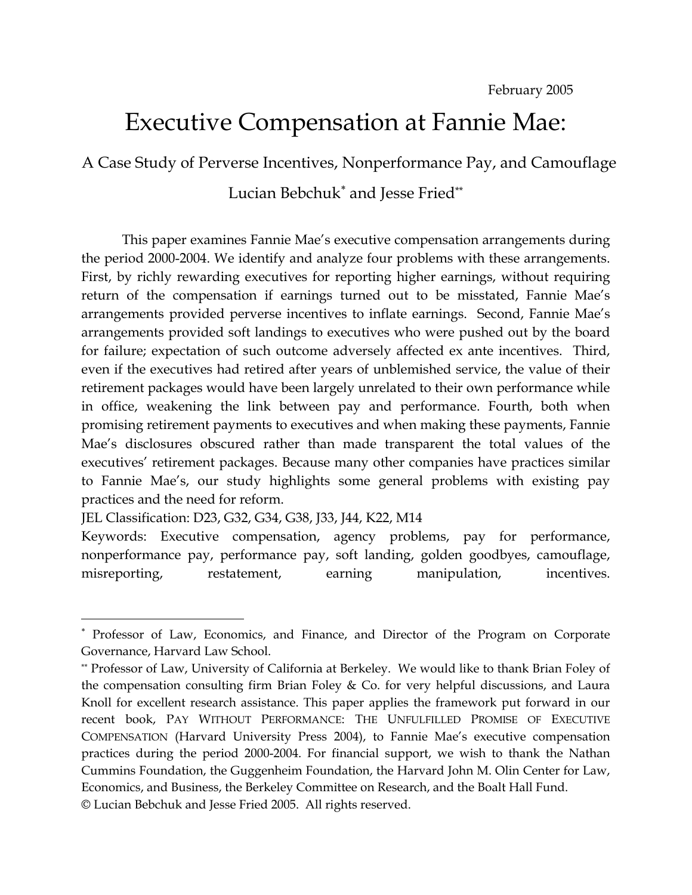February 2005

# Executive Compensation at Fannie Mae:

## A Case Study of Perverse Incentives, Nonperformance Pay, and Camouflage

Lucian Bebchuk* and Jesse Fried**

This paper examines Fannie Mae's executive compensation arrangements during the period 2000-2004. We identify and analyze four problems with these arrangements. First, by richly rewarding executives for reporting higher earnings, without requiring return of the compensation if earnings turned out to be misstated, Fannie Mae's arrangements provided perverse incentives to inflate earnings. Second, Fannie Mae's arrangements provided soft landings to executives who were pushed out by the board for failure; expectation of such outcome adversely affected ex ante incentives. Third, even if the executives had retired after years of unblemished service, the value of their retirement packages would have been largely unrelated to their own performance while in office, weakening the link between pay and performance. Fourth, both when promising retirement payments to executives and when making these payments, Fannie Mae's disclosures obscured rather than made transparent the total values of the executives' retirement packages. Because many other companies have practices similar to Fannie Mae's, our study highlights some general problems with existing pay practices and the need for reform.

JEL Classification: D23, G32, G34, G38, J33, J44, K22, M14

Keywords: Executive compensation, agency problems, pay for performance, nonperformance pay, performance pay, soft landing, golden goodbyes, camouflage, misreporting, restatement, earning manipulation, incentives.

---

* Professor of Law, Economics, and Finance, and Director of the Program on Corporate Governance, Harvard Law School.

** Professor of Law, University of California at Berkeley. We would like to thank Brian Foley of the compensation consulting firm Brian Foley & Co. for very helpful discussions, and Laura Knoll for excellent research assistance. This paper applies the framework put forward in our recent book, PAY WITHOUT PERFORMANCE: THE UNFULFILLED PROMISE OF EXECUTIVE COMPENSATION (Harvard University Press 2004), to Fannie Mae's executive compensation practices during the period 2000-2004. For financial support, we wish to thank the Nathan Cummins Foundation, the Guggenheim Foundation, the Harvard John M. Olin Center for Law, Economics, and Business, the Berkeley Committee on Research, and the Boalt Hall Fund.

© Lucian Bebchuk and Jesse Fried 2005. All rights reserved.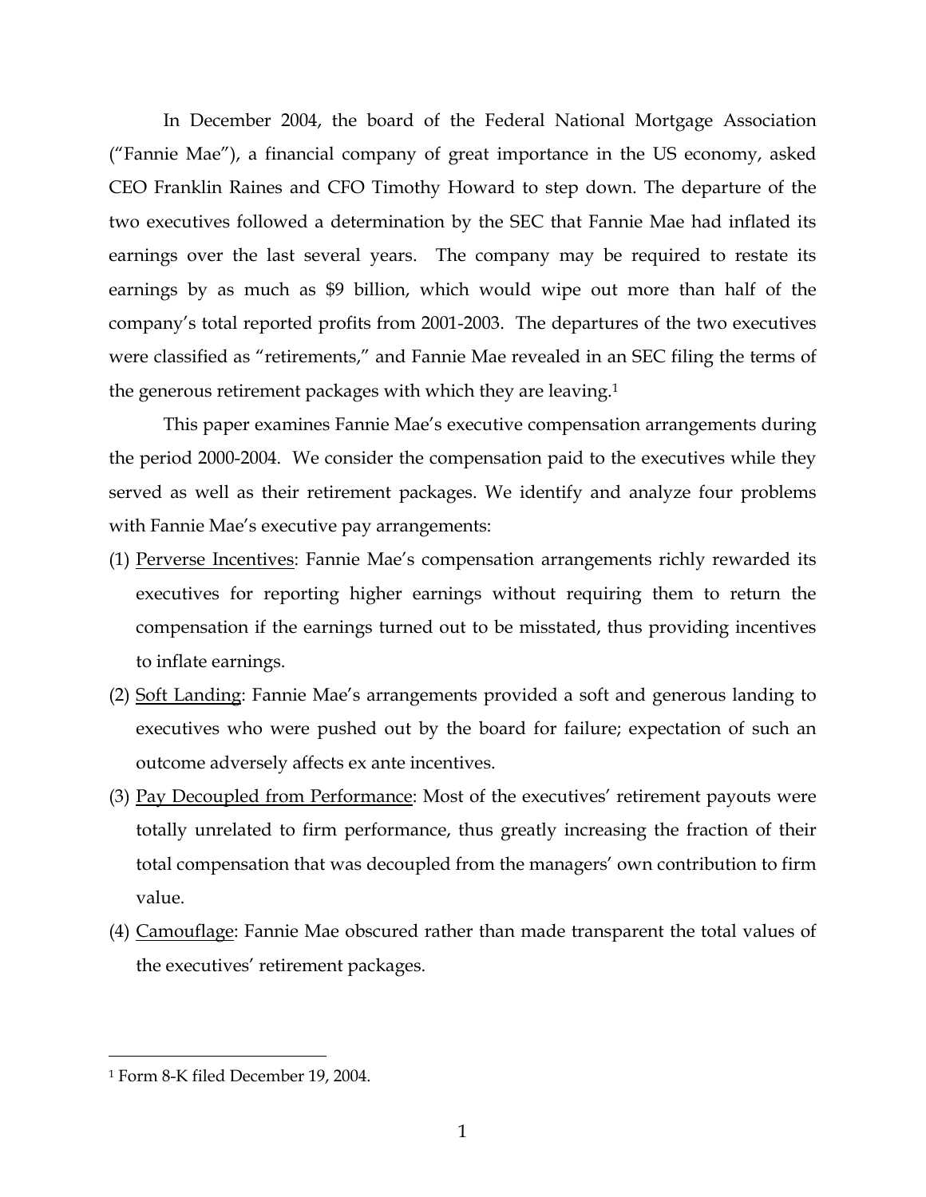In December 2004, the board of the Federal National Mortgage Association ("Fannie Mae"), a financial company of great importance in the US economy, asked CEO Franklin Raines and CFO Timothy Howard to step down. The departure of the two executives followed a determination by the SEC that Fannie Mae had inflated its earnings over the last several years. The company may be required to restate its earnings by as much as $9 billion, which would wipe out more than half of the company's total reported profits from 2001-2003. The departures of the two executives were classified as "retirements," and Fannie Mae revealed in an SEC filing the terms of the generous retirement packages with which they are leaving.[1]

This paper examines Fannie Mae's executive compensation arrangements during the period 2000-2004. We consider the compensation paid to the executives while they served as well as their retirement packages. We identify and analyze four problems with Fannie Mae's executive pay arrangements:

(1) Perverse Incentives: Fannie Mae's compensation arrangements richly rewarded its executives for reporting higher earnings without requiring them to return the compensation if the earnings turned out to be misstated, thus providing incentives to inflate earnings.

(2) Soft Landing: Fannie Mae's arrangements provided a soft and generous landing to executives who were pushed out by the board for failure; expectation of such an outcome adversely affects ex ante incentives.

(3) Pay Decoupled from Performance: Most of the executives' retirement payouts were totally unrelated to firm performance, thus greatly increasing the fraction of their total compensation that was decoupled from the managers' own contribution to firm value.

(4) Camouflage: Fannie Mae obscured rather than made transparent the total values of the executives' retirement packages.

[1] Form 8-K filed December 19, 2004.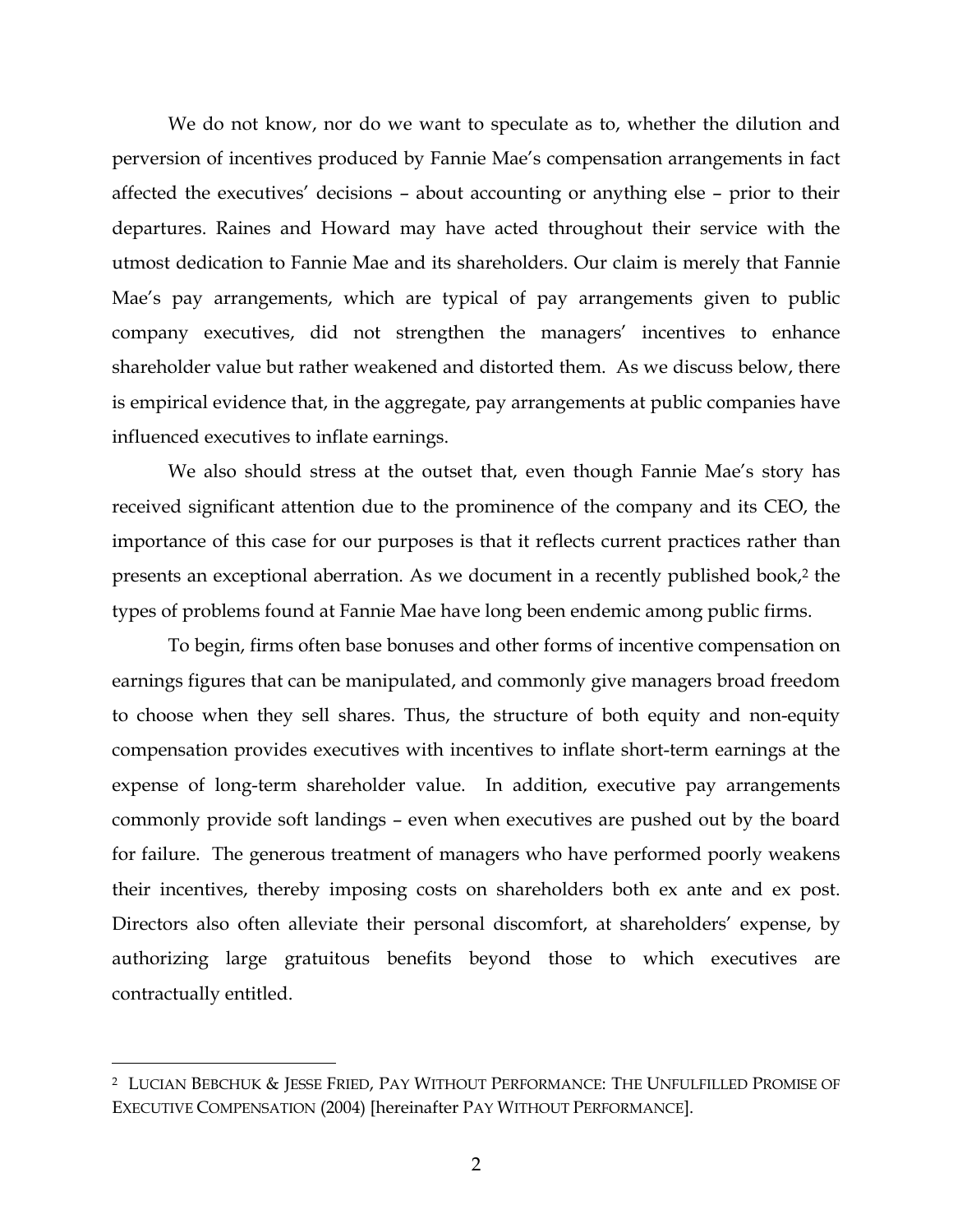We do not know, nor do we want to speculate as to, whether the dilution and perversion of incentives produced by Fannie Mae's compensation arrangements in fact affected the executives' decisions – about accounting or anything else – prior to their departures. Raines and Howard may have acted throughout their service with the utmost dedication to Fannie Mae and its shareholders. Our claim is merely that Fannie Mae's pay arrangements, which are typical of pay arrangements given to public company executives, did not strengthen the managers' incentives to enhance shareholder value but rather weakened and distorted them. As we discuss below, there is empirical evidence that, in the aggregate, pay arrangements at public companies have influenced executives to inflate earnings.

We also should stress at the outset that, even though Fannie Mae's story has received significant attention due to the prominence of the company and its CEO, the importance of this case for our purposes is that it reflects current practices rather than presents an exceptional aberration. As we document in a recently published book,[2] the types of problems found at Fannie Mae have long been endemic among public firms.

To begin, firms often base bonuses and other forms of incentive compensation on earnings figures that can be manipulated, and commonly give managers broad freedom to choose when they sell shares. Thus, the structure of both equity and non-equity compensation provides executives with incentives to inflate short-term earnings at the expense of long-term shareholder value. In addition, executive pay arrangements commonly provide soft landings – even when executives are pushed out by the board for failure. The generous treatment of managers who have performed poorly weakens their incentives, thereby imposing costs on shareholders both ex ante and ex post. Directors also often alleviate their personal discomfort, at shareholders' expense, by authorizing large gratuitous benefits beyond those to which executives are contractually entitled.

---

[2] LUCIAN BEBCHUK & JESSE FRIED, PAY WITHOUT PERFORMANCE: THE UNFULFILLED PROMISE OF EXECUTIVE COMPENSATION (2004) [hereinafter PAY WITHOUT PERFORMANCE].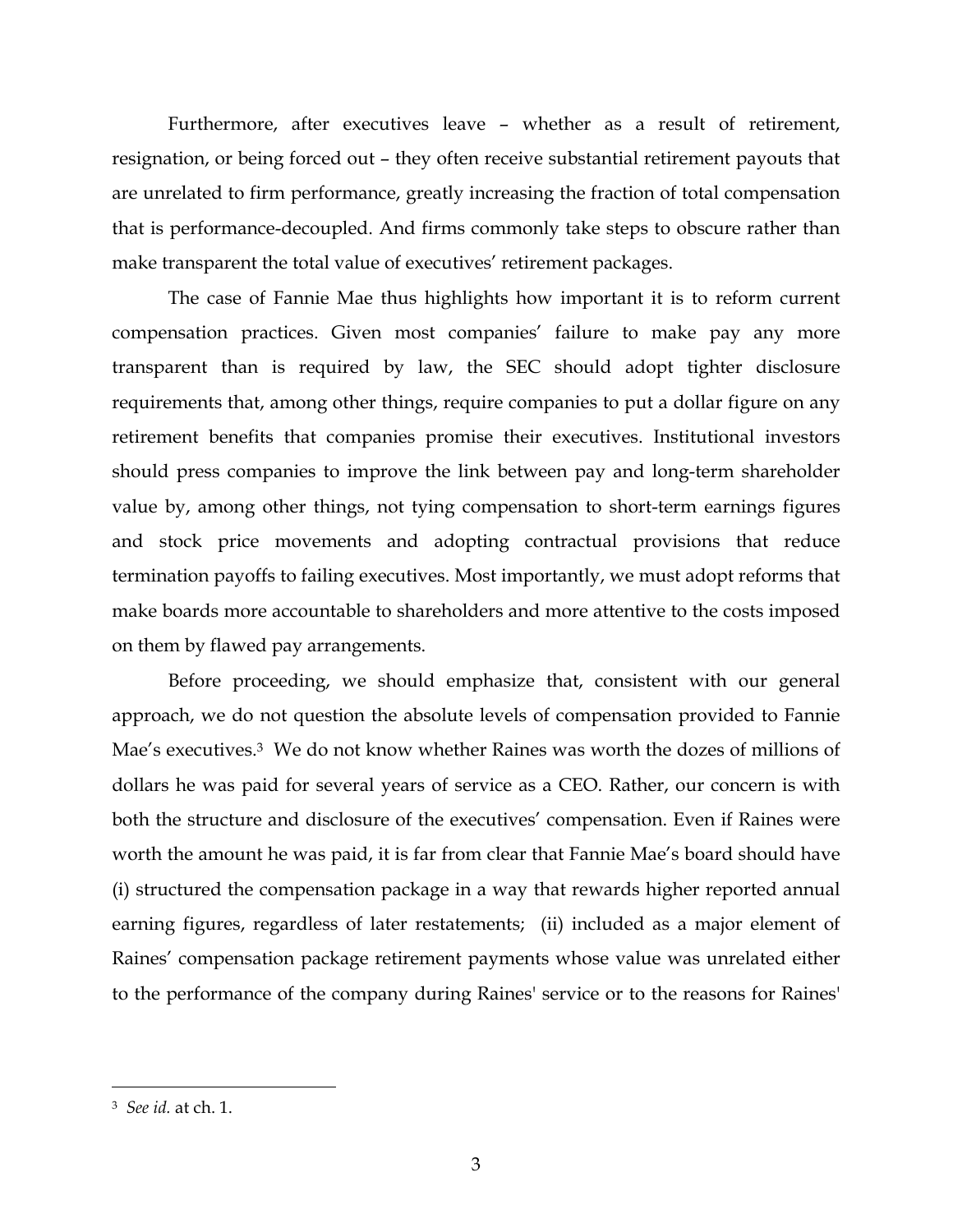Furthermore, after executives leave – whether as a result of retirement, resignation, or being forced out – they often receive substantial retirement payouts that are unrelated to firm performance, greatly increasing the fraction of total compensation that is performance-decoupled. And firms commonly take steps to obscure rather than make transparent the total value of executives' retirement packages.

The case of Fannie Mae thus highlights how important it is to reform current compensation practices. Given most companies' failure to make pay any more transparent than is required by law, the SEC should adopt tighter disclosure requirements that, among other things, require companies to put a dollar figure on any retirement benefits that companies promise their executives. Institutional investors should press companies to improve the link between pay and long-term shareholder value by, among other things, not tying compensation to short-term earnings figures and stock price movements and adopting contractual provisions that reduce termination payoffs to failing executives. Most importantly, we must adopt reforms that make boards more accountable to shareholders and more attentive to the costs imposed on them by flawed pay arrangements.

Before proceeding, we should emphasize that, consistent with our general approach, we do not question the absolute levels of compensation provided to Fannie Mae's executives.[3] We do not know whether Raines was worth the dozes of millions of dollars he was paid for several years of service as a CEO. Rather, our concern is with both the structure and disclosure of the executives' compensation. Even if Raines were worth the amount he was paid, it is far from clear that Fannie Mae's board should have (i) structured the compensation package in a way that rewards higher reported annual earning figures, regardless of later restatements; (ii) included as a major element of Raines' compensation package retirement payments whose value was unrelated either to the performance of the company during Raines' service or to the reasons for Raines'

---

[3] *See id.* at ch. 1.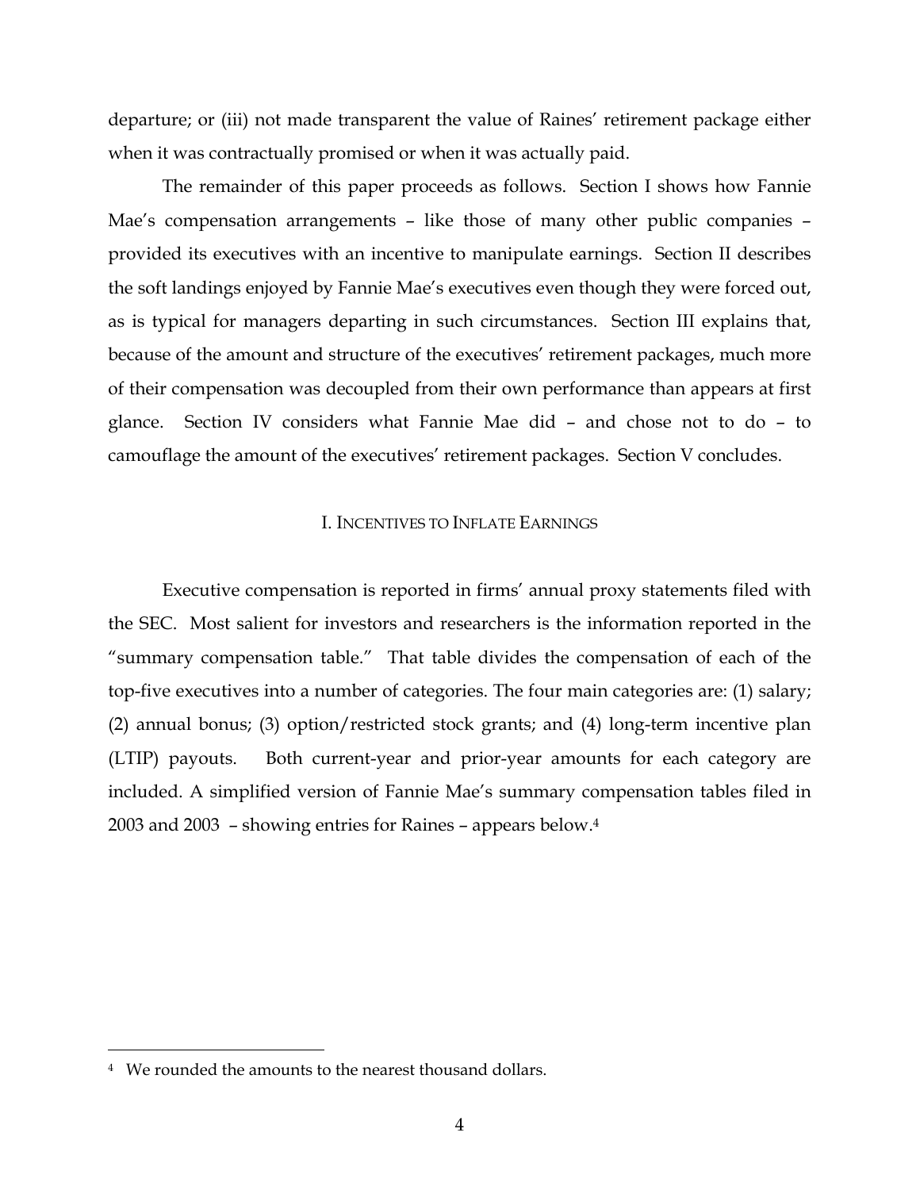departure; or (iii) not made transparent the value of Raines' retirement package either when it was contractually promised or when it was actually paid.

The remainder of this paper proceeds as follows. Section I shows how Fannie Mae's compensation arrangements – like those of many other public companies – provided its executives with an incentive to manipulate earnings. Section II describes the soft landings enjoyed by Fannie Mae's executives even though they were forced out, as is typical for managers departing in such circumstances. Section III explains that, because of the amount and structure of the executives' retirement packages, much more of their compensation was decoupled from their own performance than appears at first glance. Section IV considers what Fannie Mae did – and chose not to do – to camouflage the amount of the executives' retirement packages. Section V concludes.

## I. INCENTIVES TO INFLATE EARNINGS

Executive compensation is reported in firms' annual proxy statements filed with the SEC. Most salient for investors and researchers is the information reported in the "summary compensation table." That table divides the compensation of each of the top-five executives into a number of categories. The four main categories are: (1) salary; (2) annual bonus; (3) option/restricted stock grants; and (4) long-term incentive plan (LTIP) payouts. Both current-year and prior-year amounts for each category are included. A simplified version of Fannie Mae's summary compensation tables filed in 2003 and 2003 – showing entries for Raines – appears below.[4]

[4] We rounded the amounts to the nearest thousand dollars.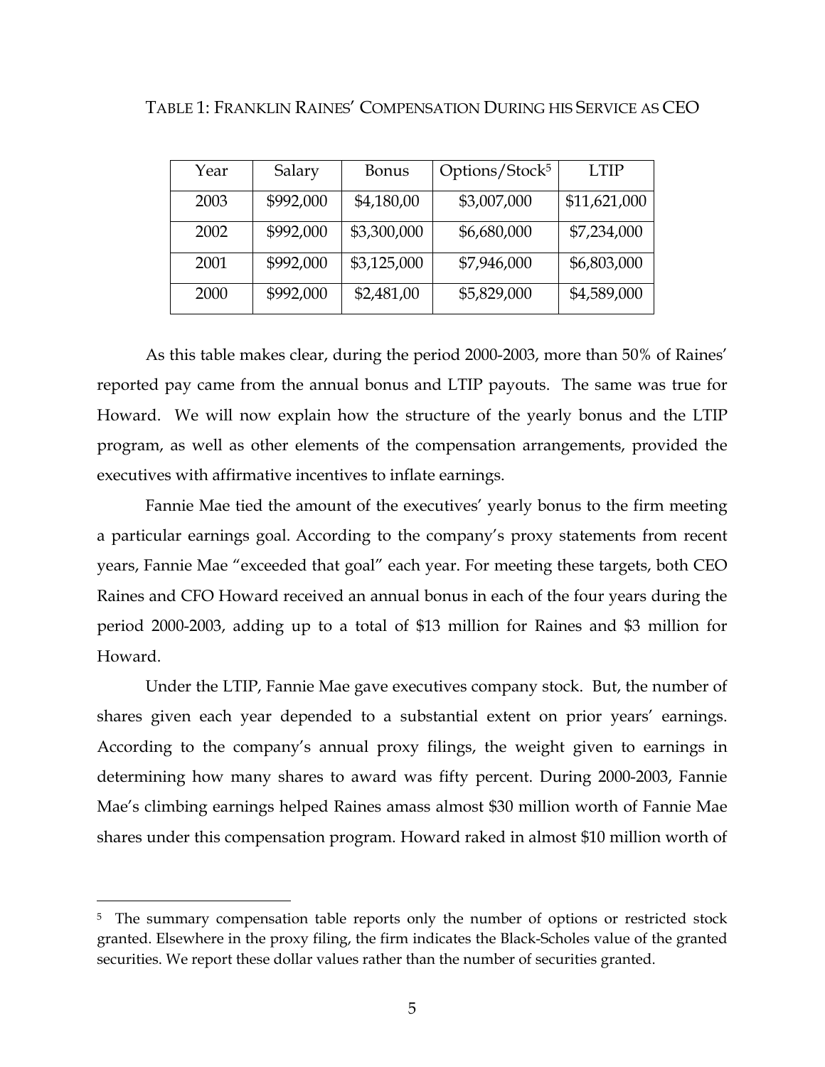TABLE 1: FRANKLIN RAINES' COMPENSATION DURING HIS SERVICE AS CEO

| Year | Salary | Bonus | Options/Stock[5] | LTIP |
|---|---|---|---|---|
| 2003 | $992,000 | $4,180,00 | $3,007,000 | $11,621,000 |
| 2002 | $992,000 | $3,300,000 | $6,680,000 | $7,234,000 |
| 2001 | $992,000 | $3,125,000 | $7,946,000 | $6,803,000 |
| 2000 | $992,000 | $2,481,00 | $5,829,000 | $4,589,000 |

As this table makes clear, during the period 2000-2003, more than 50% of Raines' reported pay came from the annual bonus and LTIP payouts. The same was true for Howard. We will now explain how the structure of the yearly bonus and the LTIP program, as well as other elements of the compensation arrangements, provided the executives with affirmative incentives to inflate earnings.

Fannie Mae tied the amount of the executives' yearly bonus to the firm meeting a particular earnings goal. According to the company's proxy statements from recent years, Fannie Mae "exceeded that goal" each year. For meeting these targets, both CEO Raines and CFO Howard received an annual bonus in each of the four years during the period 2000-2003, adding up to a total of $13 million for Raines and $3 million for Howard.

Under the LTIP, Fannie Mae gave executives company stock. But, the number of shares given each year depended to a substantial extent on prior years' earnings. According to the company's annual proxy filings, the weight given to earnings in determining how many shares to award was fifty percent. During 2000-2003, Fannie Mae's climbing earnings helped Raines amass almost $30 million worth of Fannie Mae shares under this compensation program. Howard raked in almost $10 million worth of

[5] The summary compensation table reports only the number of options or restricted stock granted. Elsewhere in the proxy filing, the firm indicates the Black-Scholes value of the granted securities. We report these dollar values rather than the number of securities granted.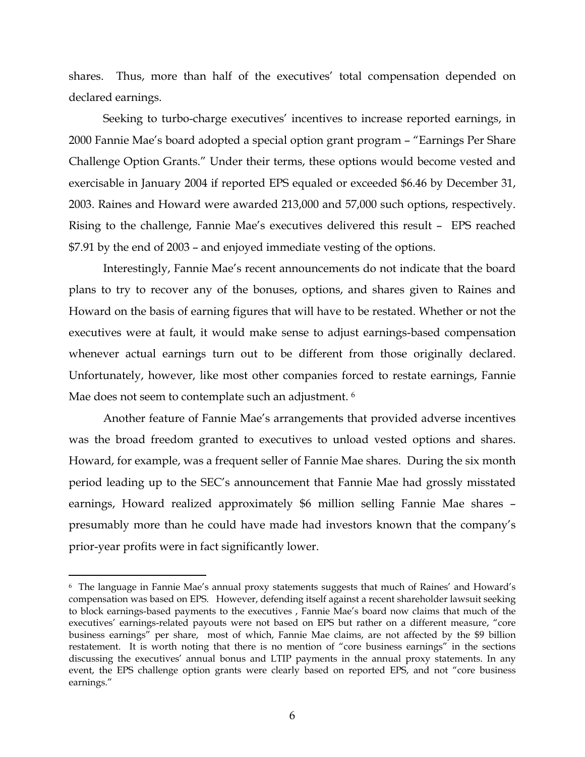shares. Thus, more than half of the executives' total compensation depended on declared earnings.

Seeking to turbo-charge executives' incentives to increase reported earnings, in 2000 Fannie Mae's board adopted a special option grant program – "Earnings Per Share Challenge Option Grants." Under their terms, these options would become vested and exercisable in January 2004 if reported EPS equaled or exceeded $6.46 by December 31, 2003. Raines and Howard were awarded 213,000 and 57,000 such options, respectively. Rising to the challenge, Fannie Mae's executives delivered this result – EPS reached $7.91 by the end of 2003 – and enjoyed immediate vesting of the options.

Interestingly, Fannie Mae's recent announcements do not indicate that the board plans to try to recover any of the bonuses, options, and shares given to Raines and Howard on the basis of earning figures that will have to be restated. Whether or not the executives were at fault, it would make sense to adjust earnings-based compensation whenever actual earnings turn out to be different from those originally declared. Unfortunately, however, like most other companies forced to restate earnings, Fannie Mae does not seem to contemplate such an adjustment. [6]

Another feature of Fannie Mae's arrangements that provided adverse incentives was the broad freedom granted to executives to unload vested options and shares. Howard, for example, was a frequent seller of Fannie Mae shares. During the six month period leading up to the SEC's announcement that Fannie Mae had grossly misstated earnings, Howard realized approximately $6 million selling Fannie Mae shares – presumably more than he could have made had investors known that the company's prior-year profits were in fact significantly lower.

---

[6] The language in Fannie Mae's annual proxy statements suggests that much of Raines' and Howard's compensation was based on EPS. However, defending itself against a recent shareholder lawsuit seeking to block earnings-based payments to the executives , Fannie Mae's board now claims that much of the executives' earnings-related payouts were not based on EPS but rather on a different measure, "core business earnings" per share, most of which, Fannie Mae claims, are not affected by the $9 billion restatement. It is worth noting that there is no mention of "core business earnings" in the sections discussing the executives' annual bonus and LTIP payments in the annual proxy statements. In any event, the EPS challenge option grants were clearly based on reported EPS, and not "core business earnings."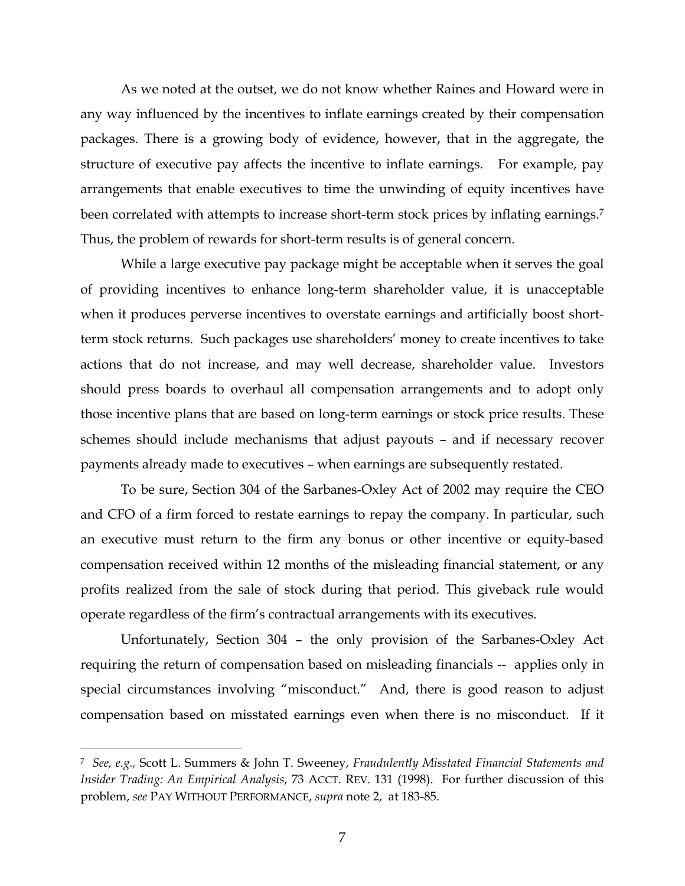As we noted at the outset, we do not know whether Raines and Howard were in any way influenced by the incentives to inflate earnings created by their compensation packages. There is a growing body of evidence, however, that in the aggregate, the structure of executive pay affects the incentive to inflate earnings. For example, pay arrangements that enable executives to time the unwinding of equity incentives have been correlated with attempts to increase short-term stock prices by inflating earnings.[7] Thus, the problem of rewards for short-term results is of general concern.

While a large executive pay package might be acceptable when it serves the goal of providing incentives to enhance long-term shareholder value, it is unacceptable when it produces perverse incentives to overstate earnings and artificially boost short-term stock returns. Such packages use shareholders' money to create incentives to take actions that do not increase, and may well decrease, shareholder value. Investors should press boards to overhaul all compensation arrangements and to adopt only those incentive plans that are based on long-term earnings or stock price results. These schemes should include mechanisms that adjust payouts – and if necessary recover payments already made to executives – when earnings are subsequently restated.

To be sure, Section 304 of the Sarbanes-Oxley Act of 2002 may require the CEO and CFO of a firm forced to restate earnings to repay the company. In particular, such an executive must return to the firm any bonus or other incentive or equity-based compensation received within 12 months of the misleading financial statement, or any profits realized from the sale of stock during that period. This giveback rule would operate regardless of the firm's contractual arrangements with its executives.

Unfortunately, Section 304 – the only provision of the Sarbanes-Oxley Act requiring the return of compensation based on misleading financials -- applies only in special circumstances involving "misconduct." And, there is good reason to adjust compensation based on misstated earnings even when there is no misconduct. If it

---

[7] *See, e.g.,* Scott L. Summers & John T. Sweeney, *Fraudulently Misstated Financial Statements and Insider Trading: An Empirical Analysis*, 73 ACCT. REV. 131 (1998). For further discussion of this problem, *see* PAY WITHOUT PERFORMANCE, *supra* note 2, at 183-85.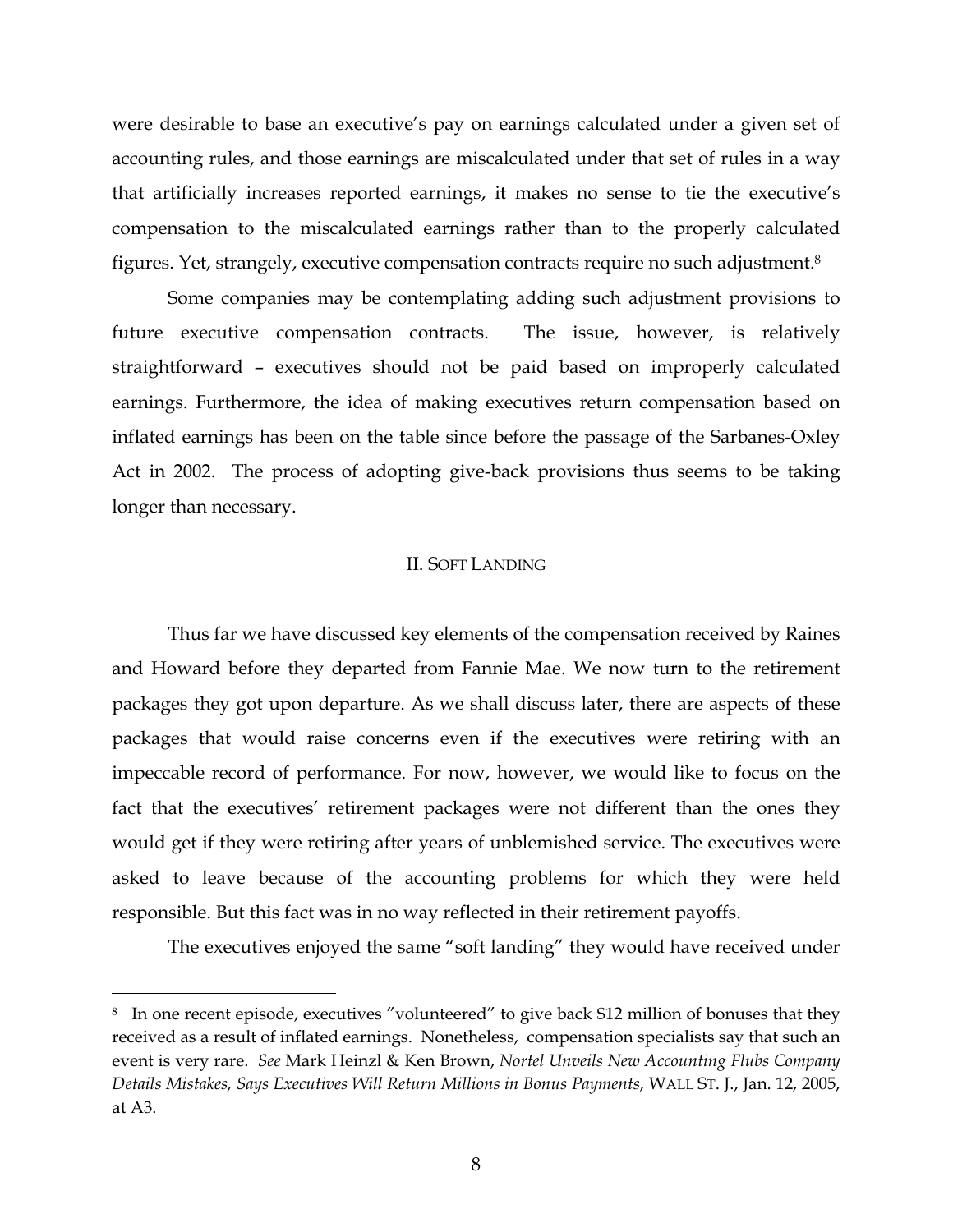were desirable to base an executive's pay on earnings calculated under a given set of accounting rules, and those earnings are miscalculated under that set of rules in a way that artificially increases reported earnings, it makes no sense to tie the executive's compensation to the miscalculated earnings rather than to the properly calculated figures. Yet, strangely, executive compensation contracts require no such adjustment.[8]

Some companies may be contemplating adding such adjustment provisions to future executive compensation contracts. The issue, however, is relatively straightforward – executives should not be paid based on improperly calculated earnings. Furthermore, the idea of making executives return compensation based on inflated earnings has been on the table since before the passage of the Sarbanes-Oxley Act in 2002. The process of adopting give-back provisions thus seems to be taking longer than necessary.

## II. Soft Landing

Thus far we have discussed key elements of the compensation received by Raines and Howard before they departed from Fannie Mae. We now turn to the retirement packages they got upon departure. As we shall discuss later, there are aspects of these packages that would raise concerns even if the executives were retiring with an impeccable record of performance. For now, however, we would like to focus on the fact that the executives' retirement packages were not different than the ones they would get if they were retiring after years of unblemished service. The executives were asked to leave because of the accounting problems for which they were held responsible. But this fact was in no way reflected in their retirement payoffs.

The executives enjoyed the same "soft landing" they would have received under

[8] In one recent episode, executives "volunteered" to give back $12 million of bonuses that they received as a result of inflated earnings. Nonetheless, compensation specialists say that such an event is very rare. *See* Mark Heinzl & Ken Brown, *Nortel Unveils New Accounting Flubs Company Details Mistakes, Says Executives Will Return Millions in Bonus Payments*, WALL ST. J., Jan. 12, 2005, at A3.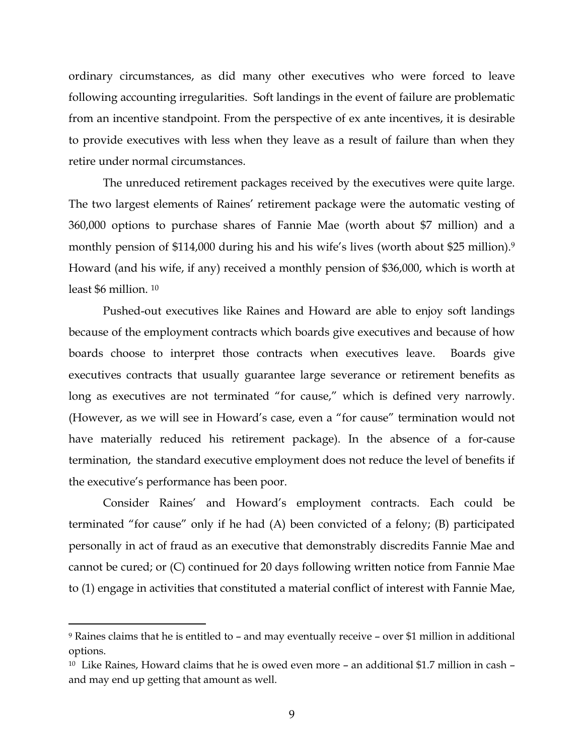ordinary circumstances, as did many other executives who were forced to leave following accounting irregularities. Soft landings in the event of failure are problematic from an incentive standpoint. From the perspective of ex ante incentives, it is desirable to provide executives with less when they leave as a result of failure than when they retire under normal circumstances.

The unreduced retirement packages received by the executives were quite large. The two largest elements of Raines' retirement package were the automatic vesting of 360,000 options to purchase shares of Fannie Mae (worth about $7 million) and a monthly pension of $114,000 during his and his wife's lives (worth about $25 million).[9] Howard (and his wife, if any) received a monthly pension of $36,000, which is worth at least $6 million. [10]

Pushed-out executives like Raines and Howard are able to enjoy soft landings because of the employment contracts which boards give executives and because of how boards choose to interpret those contracts when executives leave. Boards give executives contracts that usually guarantee large severance or retirement benefits as long as executives are not terminated "for cause," which is defined very narrowly. (However, as we will see in Howard's case, even a "for cause" termination would not have materially reduced his retirement package). In the absence of a for-cause termination, the standard executive employment does not reduce the level of benefits if the executive's performance has been poor.

Consider Raines' and Howard's employment contracts. Each could be terminated "for cause" only if he had (A) been convicted of a felony; (B) participated personally in act of fraud as an executive that demonstrably discredits Fannie Mae and cannot be cured; or (C) continued for 20 days following written notice from Fannie Mae to (1) engage in activities that constituted a material conflict of interest with Fannie Mae,

---

[9] Raines claims that he is entitled to – and may eventually receive – over $1 million in additional options.

[10] Like Raines, Howard claims that he is owed even more – an additional $1.7 million in cash – and may end up getting that amount as well.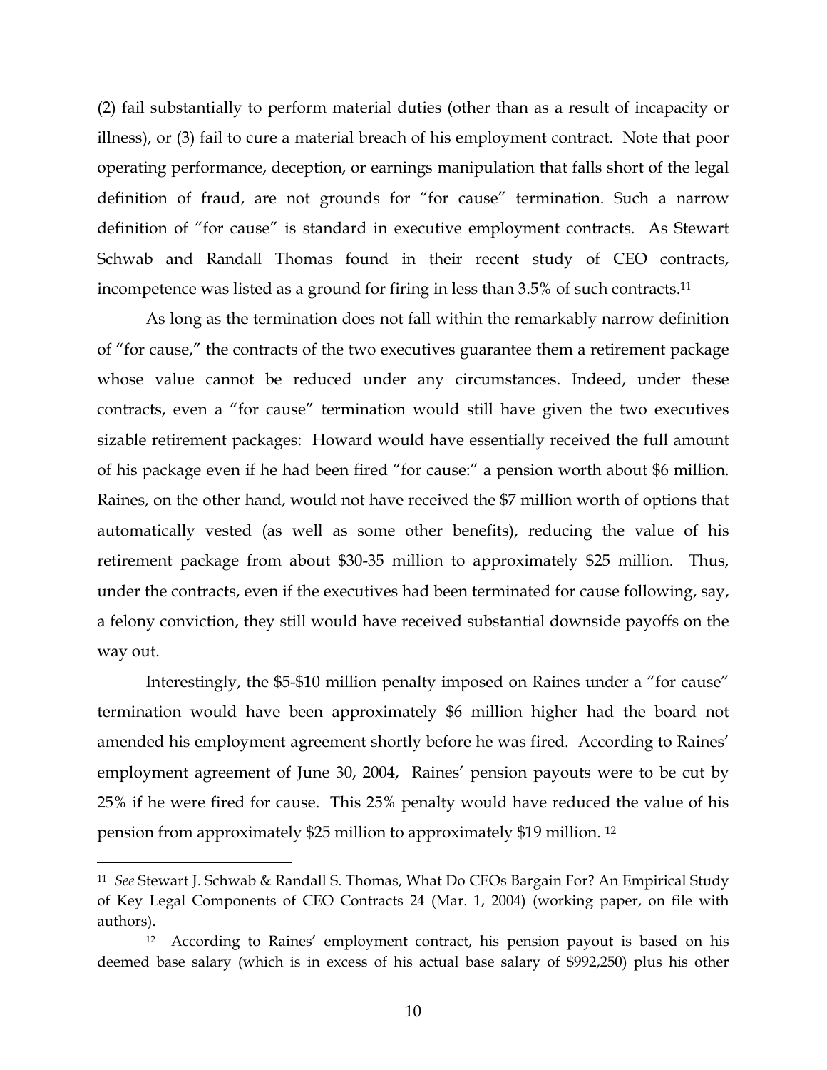(2) fail substantially to perform material duties (other than as a result of incapacity or illness), or (3) fail to cure a material breach of his employment contract. Note that poor operating performance, deception, or earnings manipulation that falls short of the legal definition of fraud, are not grounds for "for cause" termination. Such a narrow definition of "for cause" is standard in executive employment contracts. As Stewart Schwab and Randall Thomas found in their recent study of CEO contracts, incompetence was listed as a ground for firing in less than 3.5% of such contracts.[11]

As long as the termination does not fall within the remarkably narrow definition of "for cause," the contracts of the two executives guarantee them a retirement package whose value cannot be reduced under any circumstances. Indeed, under these contracts, even a "for cause" termination would still have given the two executives sizable retirement packages: Howard would have essentially received the full amount of his package even if he had been fired "for cause:" a pension worth about $6 million. Raines, on the other hand, would not have received the $7 million worth of options that automatically vested (as well as some other benefits), reducing the value of his retirement package from about $30-35 million to approximately $25 million. Thus, under the contracts, even if the executives had been terminated for cause following, say, a felony conviction, they still would have received substantial downside payoffs on the way out.

Interestingly, the $5-$10 million penalty imposed on Raines under a "for cause" termination would have been approximately $6 million higher had the board not amended his employment agreement shortly before he was fired. According to Raines' employment agreement of June 30, 2004, Raines' pension payouts were to be cut by 25% if he were fired for cause. This 25% penalty would have reduced the value of his pension from approximately $25 million to approximately $19 million. [12]

---

[11] *See* Stewart J. Schwab & Randall S. Thomas, What Do CEOs Bargain For? An Empirical Study of Key Legal Components of CEO Contracts 24 (Mar. 1, 2004) (working paper, on file with authors).

[12] According to Raines' employment contract, his pension payout is based on his deemed base salary (which is in excess of his actual base salary of $992,250) plus his other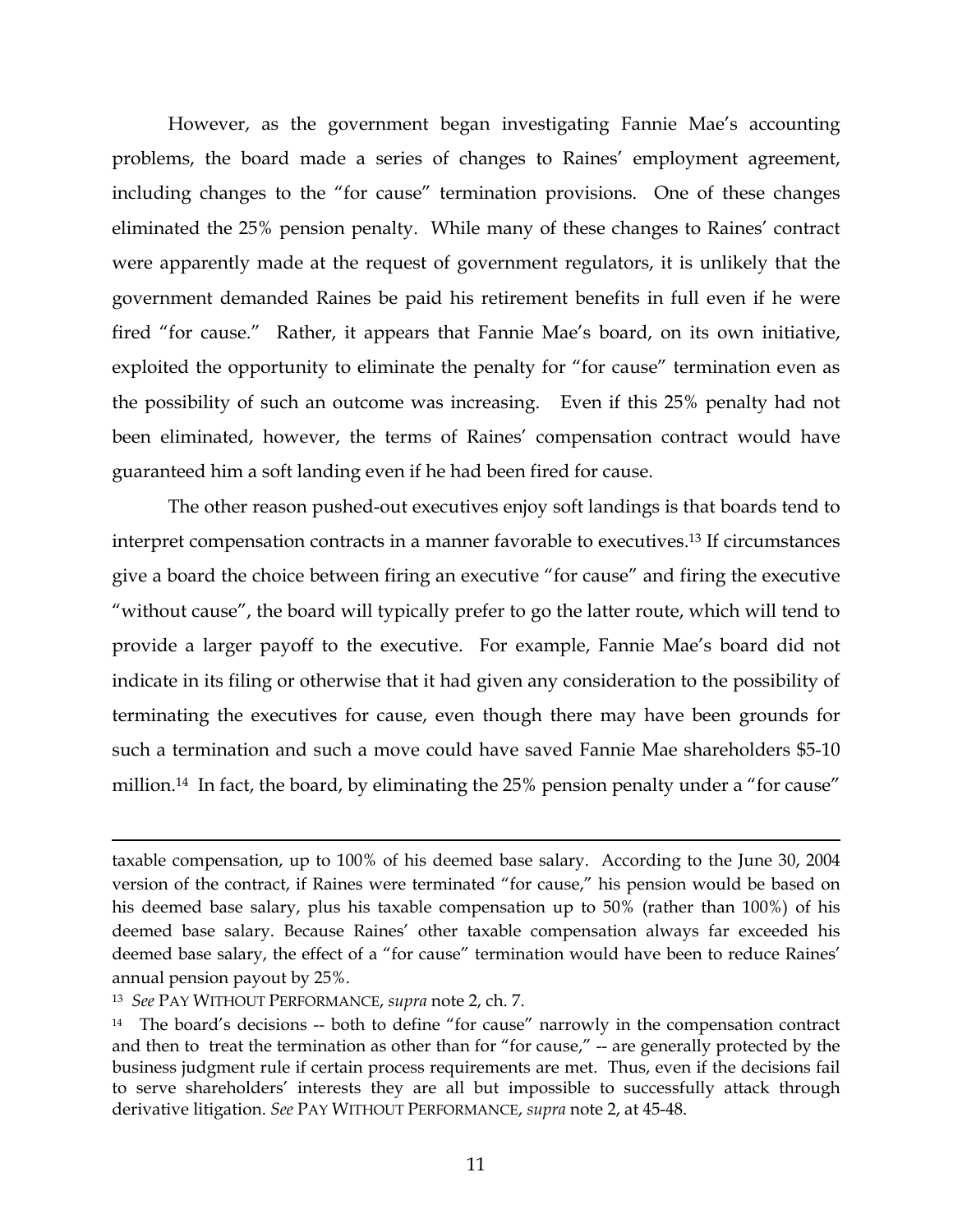However, as the government began investigating Fannie Mae's accounting problems, the board made a series of changes to Raines' employment agreement, including changes to the "for cause" termination provisions. One of these changes eliminated the 25% pension penalty. While many of these changes to Raines' contract were apparently made at the request of government regulators, it is unlikely that the government demanded Raines be paid his retirement benefits in full even if he were fired "for cause." Rather, it appears that Fannie Mae's board, on its own initiative, exploited the opportunity to eliminate the penalty for "for cause" termination even as the possibility of such an outcome was increasing. Even if this 25% penalty had not been eliminated, however, the terms of Raines' compensation contract would have guaranteed him a soft landing even if he had been fired for cause.

The other reason pushed-out executives enjoy soft landings is that boards tend to interpret compensation contracts in a manner favorable to executives.[13] If circumstances give a board the choice between firing an executive "for cause" and firing the executive "without cause", the board will typically prefer to go the latter route, which will tend to provide a larger payoff to the executive. For example, Fannie Mae's board did not indicate in its filing or otherwise that it had given any consideration to the possibility of terminating the executives for cause, even though there may have been grounds for such a termination and such a move could have saved Fannie Mae shareholders $5-10 million.[14] In fact, the board, by eliminating the 25% pension penalty under a "for cause"

---

taxable compensation, up to 100% of his deemed base salary. According to the June 30, 2004 version of the contract, if Raines were terminated "for cause," his pension would be based on his deemed base salary, plus his taxable compensation up to 50% (rather than 100%) of his deemed base salary. Because Raines' other taxable compensation always far exceeded his deemed base salary, the effect of a "for cause" termination would have been to reduce Raines' annual pension payout by 25%.

[13] *See* PAY WITHOUT PERFORMANCE, *supra* note 2, ch. 7.

[14] The board's decisions -- both to define "for cause" narrowly in the compensation contract and then to treat the termination as other than for "for cause," -- are generally protected by the business judgment rule if certain process requirements are met. Thus, even if the decisions fail to serve shareholders' interests they are all but impossible to successfully attack through derivative litigation. *See* PAY WITHOUT PERFORMANCE, *supra* note 2, at 45-48.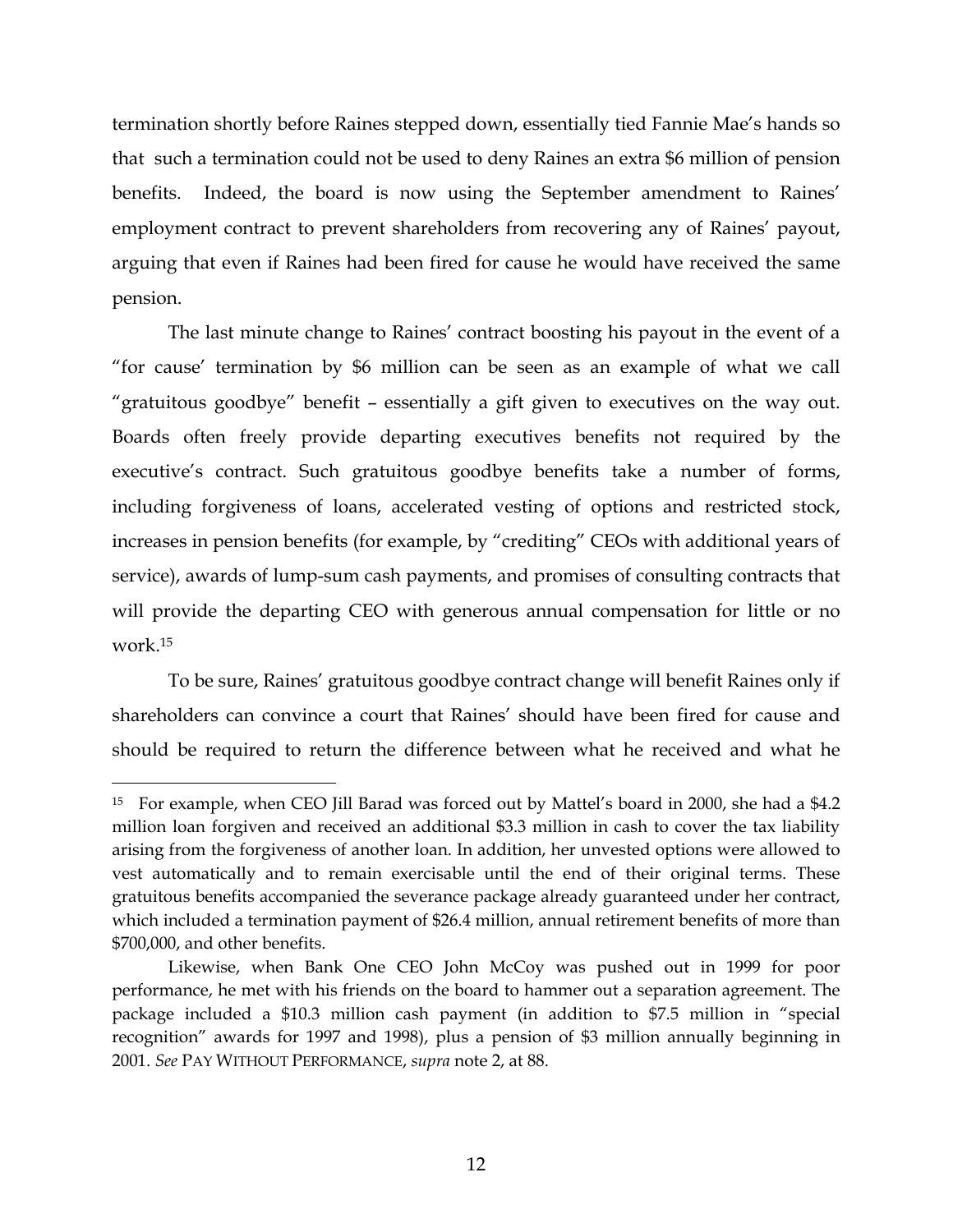termination shortly before Raines stepped down, essentially tied Fannie Mae's hands so that such a termination could not be used to deny Raines an extra $6 million of pension benefits. Indeed, the board is now using the September amendment to Raines' employment contract to prevent shareholders from recovering any of Raines' payout, arguing that even if Raines had been fired for cause he would have received the same pension.

The last minute change to Raines' contract boosting his payout in the event of a "for cause' termination by $6 million can be seen as an example of what we call "gratuitous goodbye" benefit – essentially a gift given to executives on the way out. Boards often freely provide departing executives benefits not required by the executive's contract. Such gratuitous goodbye benefits take a number of forms, including forgiveness of loans, accelerated vesting of options and restricted stock, increases in pension benefits (for example, by "crediting" CEOs with additional years of service), awards of lump-sum cash payments, and promises of consulting contracts that will provide the departing CEO with generous annual compensation for little or no work.[15]

To be sure, Raines' gratuitous goodbye contract change will benefit Raines only if shareholders can convince a court that Raines' should have been fired for cause and should be required to return the difference between what he received and what he

---

[15] For example, when CEO Jill Barad was forced out by Mattel's board in 2000, she had a $4.2 million loan forgiven and received an additional $3.3 million in cash to cover the tax liability arising from the forgiveness of another loan. In addition, her unvested options were allowed to vest automatically and to remain exercisable until the end of their original terms. These gratuitous benefits accompanied the severance package already guaranteed under her contract, which included a termination payment of $26.4 million, annual retirement benefits of more than $700,000, and other benefits.

Likewise, when Bank One CEO John McCoy was pushed out in 1999 for poor performance, he met with his friends on the board to hammer out a separation agreement. The package included a $10.3 million cash payment (in addition to $7.5 million in "special recognition" awards for 1997 and 1998), plus a pension of $3 million annually beginning in 2001. *See* PAY WITHOUT PERFORMANCE, *supra* note 2, at 88.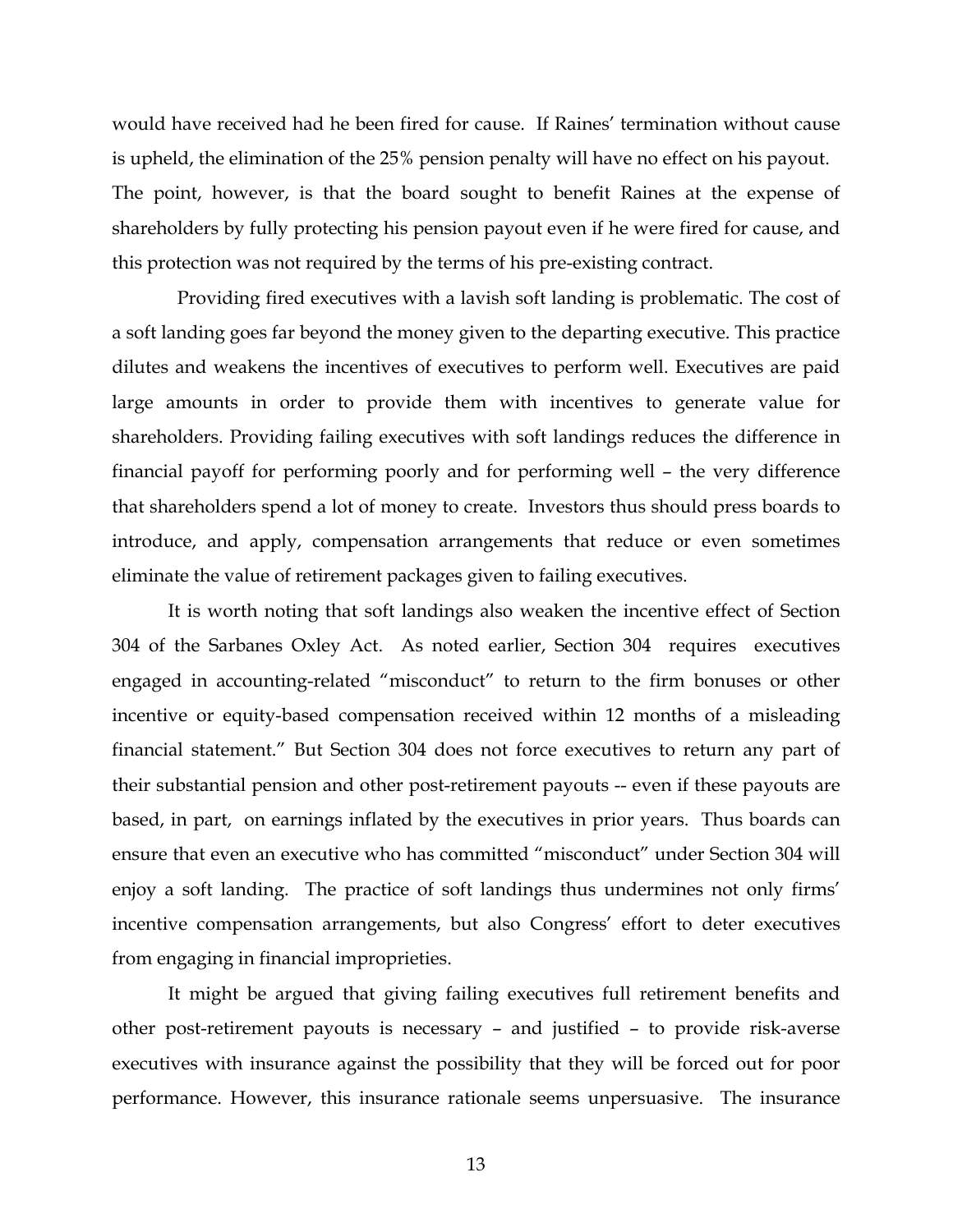would have received had he been fired for cause. If Raines' termination without cause is upheld, the elimination of the 25% pension penalty will have no effect on his payout. The point, however, is that the board sought to benefit Raines at the expense of shareholders by fully protecting his pension payout even if he were fired for cause, and this protection was not required by the terms of his pre-existing contract.

Providing fired executives with a lavish soft landing is problematic. The cost of a soft landing goes far beyond the money given to the departing executive. This practice dilutes and weakens the incentives of executives to perform well. Executives are paid large amounts in order to provide them with incentives to generate value for shareholders. Providing failing executives with soft landings reduces the difference in financial payoff for performing poorly and for performing well – the very difference that shareholders spend a lot of money to create. Investors thus should press boards to introduce, and apply, compensation arrangements that reduce or even sometimes eliminate the value of retirement packages given to failing executives.

It is worth noting that soft landings also weaken the incentive effect of Section 304 of the Sarbanes Oxley Act. As noted earlier, Section 304 requires executives engaged in accounting-related "misconduct" to return to the firm bonuses or other incentive or equity-based compensation received within 12 months of a misleading financial statement." But Section 304 does not force executives to return any part of their substantial pension and other post-retirement payouts -- even if these payouts are based, in part, on earnings inflated by the executives in prior years. Thus boards can ensure that even an executive who has committed "misconduct" under Section 304 will enjoy a soft landing. The practice of soft landings thus undermines not only firms' incentive compensation arrangements, but also Congress' effort to deter executives from engaging in financial improprieties.

It might be argued that giving failing executives full retirement benefits and other post-retirement payouts is necessary – and justified – to provide risk-averse executives with insurance against the possibility that they will be forced out for poor performance. However, this insurance rationale seems unpersuasive. The insurance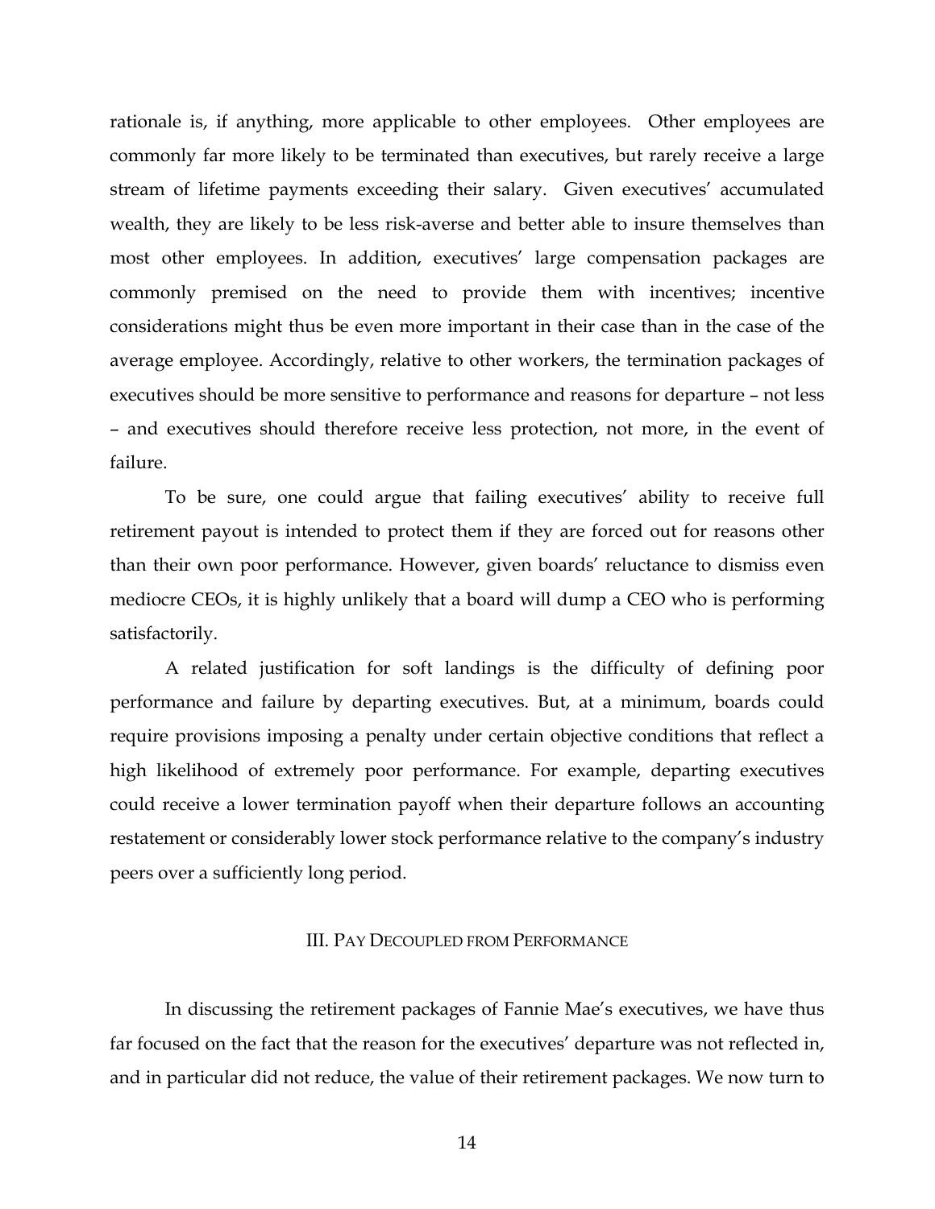rationale is, if anything, more applicable to other employees. Other employees are commonly far more likely to be terminated than executives, but rarely receive a large stream of lifetime payments exceeding their salary. Given executives' accumulated wealth, they are likely to be less risk-averse and better able to insure themselves than most other employees. In addition, executives' large compensation packages are commonly premised on the need to provide them with incentives; incentive considerations might thus be even more important in their case than in the case of the average employee. Accordingly, relative to other workers, the termination packages of executives should be more sensitive to performance and reasons for departure – not less – and executives should therefore receive less protection, not more, in the event of failure.

To be sure, one could argue that failing executives' ability to receive full retirement payout is intended to protect them if they are forced out for reasons other than their own poor performance. However, given boards' reluctance to dismiss even mediocre CEOs, it is highly unlikely that a board will dump a CEO who is performing satisfactorily.

A related justification for soft landings is the difficulty of defining poor performance and failure by departing executives. But, at a minimum, boards could require provisions imposing a penalty under certain objective conditions that reflect a high likelihood of extremely poor performance. For example, departing executives could receive a lower termination payoff when their departure follows an accounting restatement or considerably lower stock performance relative to the company's industry peers over a sufficiently long period.

## III. Pay Decoupled from Performance

In discussing the retirement packages of Fannie Mae's executives, we have thus far focused on the fact that the reason for the executives' departure was not reflected in, and in particular did not reduce, the value of their retirement packages. We now turn to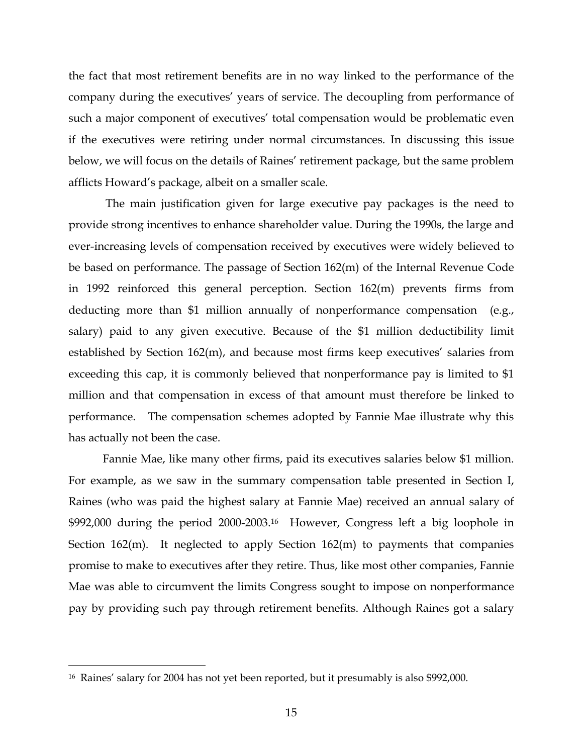the fact that most retirement benefits are in no way linked to the performance of the company during the executives' years of service. The decoupling from performance of such a major component of executives' total compensation would be problematic even if the executives were retiring under normal circumstances. In discussing this issue below, we will focus on the details of Raines' retirement package, but the same problem afflicts Howard's package, albeit on a smaller scale.

The main justification given for large executive pay packages is the need to provide strong incentives to enhance shareholder value. During the 1990s, the large and ever-increasing levels of compensation received by executives were widely believed to be based on performance. The passage of Section 162(m) of the Internal Revenue Code in 1992 reinforced this general perception. Section 162(m) prevents firms from deducting more than $1 million annually of nonperformance compensation (e.g., salary) paid to any given executive. Because of the $1 million deductibility limit established by Section 162(m), and because most firms keep executives' salaries from exceeding this cap, it is commonly believed that nonperformance pay is limited to $1 million and that compensation in excess of that amount must therefore be linked to performance. The compensation schemes adopted by Fannie Mae illustrate why this has actually not been the case.

Fannie Mae, like many other firms, paid its executives salaries below $1 million. For example, as we saw in the summary compensation table presented in Section I, Raines (who was paid the highest salary at Fannie Mae) received an annual salary of $992,000 during the period 2000-2003.[16] However, Congress left a big loophole in Section 162(m). It neglected to apply Section 162(m) to payments that companies promise to make to executives after they retire. Thus, like most other companies, Fannie Mae was able to circumvent the limits Congress sought to impose on nonperformance pay by providing such pay through retirement benefits. Although Raines got a salary

[16] Raines' salary for 2004 has not yet been reported, but it presumably is also $992,000.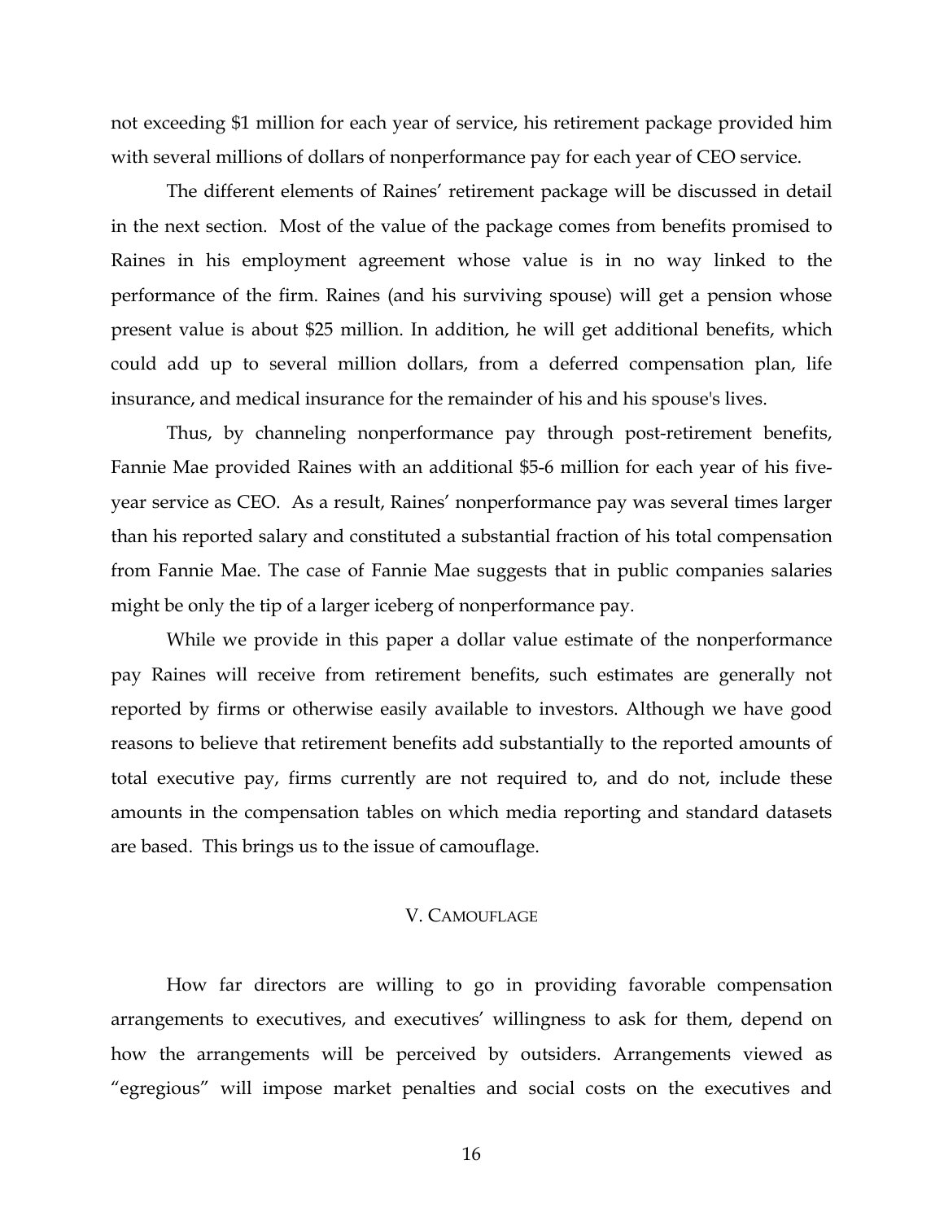not exceeding $1 million for each year of service, his retirement package provided him with several millions of dollars of nonperformance pay for each year of CEO service.

The different elements of Raines' retirement package will be discussed in detail in the next section. Most of the value of the package comes from benefits promised to Raines in his employment agreement whose value is in no way linked to the performance of the firm. Raines (and his surviving spouse) will get a pension whose present value is about $25 million. In addition, he will get additional benefits, which could add up to several million dollars, from a deferred compensation plan, life insurance, and medical insurance for the remainder of his and his spouse's lives.

Thus, by channeling nonperformance pay through post-retirement benefits, Fannie Mae provided Raines with an additional $5-6 million for each year of his five-year service as CEO. As a result, Raines' nonperformance pay was several times larger than his reported salary and constituted a substantial fraction of his total compensation from Fannie Mae. The case of Fannie Mae suggests that in public companies salaries might be only the tip of a larger iceberg of nonperformance pay.

While we provide in this paper a dollar value estimate of the nonperformance pay Raines will receive from retirement benefits, such estimates are generally not reported by firms or otherwise easily available to investors. Although we have good reasons to believe that retirement benefits add substantially to the reported amounts of total executive pay, firms currently are not required to, and do not, include these amounts in the compensation tables on which media reporting and standard datasets are based. This brings us to the issue of camouflage.

## V. CAMOUFLAGE

How far directors are willing to go in providing favorable compensation arrangements to executives, and executives' willingness to ask for them, depend on how the arrangements will be perceived by outsiders. Arrangements viewed as "egregious" will impose market penalties and social costs on the executives and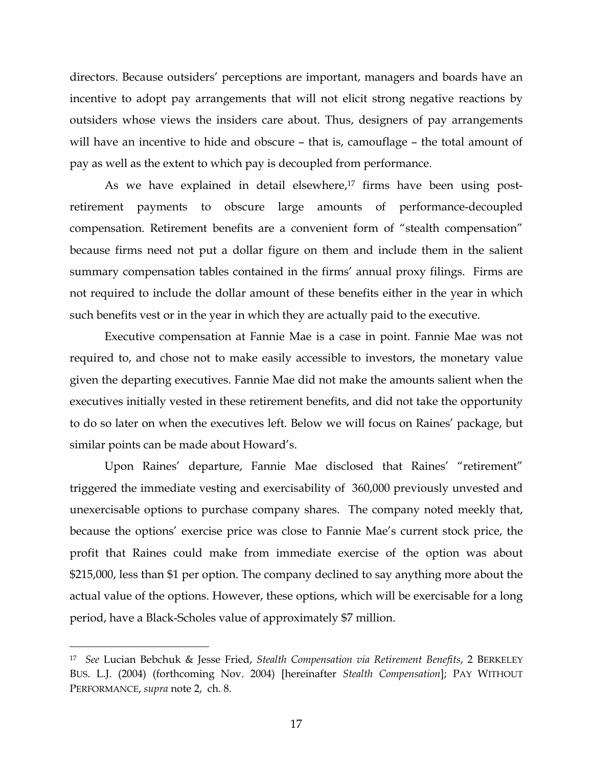directors. Because outsiders' perceptions are important, managers and boards have an incentive to adopt pay arrangements that will not elicit strong negative reactions by outsiders whose views the insiders care about. Thus, designers of pay arrangements will have an incentive to hide and obscure – that is, camouflage – the total amount of pay as well as the extent to which pay is decoupled from performance.

As we have explained in detail elsewhere,[17] firms have been using post-retirement payments to obscure large amounts of performance-decoupled compensation. Retirement benefits are a convenient form of "stealth compensation" because firms need not put a dollar figure on them and include them in the salient summary compensation tables contained in the firms' annual proxy filings. Firms are not required to include the dollar amount of these benefits either in the year in which such benefits vest or in the year in which they are actually paid to the executive.

Executive compensation at Fannie Mae is a case in point. Fannie Mae was not required to, and chose not to make easily accessible to investors, the monetary value given the departing executives. Fannie Mae did not make the amounts salient when the executives initially vested in these retirement benefits, and did not take the opportunity to do so later on when the executives left. Below we will focus on Raines' package, but similar points can be made about Howard's.

Upon Raines' departure, Fannie Mae disclosed that Raines' "retirement" triggered the immediate vesting and exercisability of 360,000 previously unvested and unexercisable options to purchase company shares. The company noted meekly that, because the options' exercise price was close to Fannie Mae's current stock price, the profit that Raines could make from immediate exercise of the option was about $215,000, less than $1 per option. The company declined to say anything more about the actual value of the options. However, these options, which will be exercisable for a long period, have a Black-Scholes value of approximately $7 million.

---

[17] *See* Lucian Bebchuk & Jesse Fried, *Stealth Compensation via Retirement Benefits*, 2 BERKELEY BUS. L.J. (2004) (forthcoming Nov. 2004) [hereinafter *Stealth Compensation*]; PAY WITHOUT PERFORMANCE, *supra* note 2, ch. 8.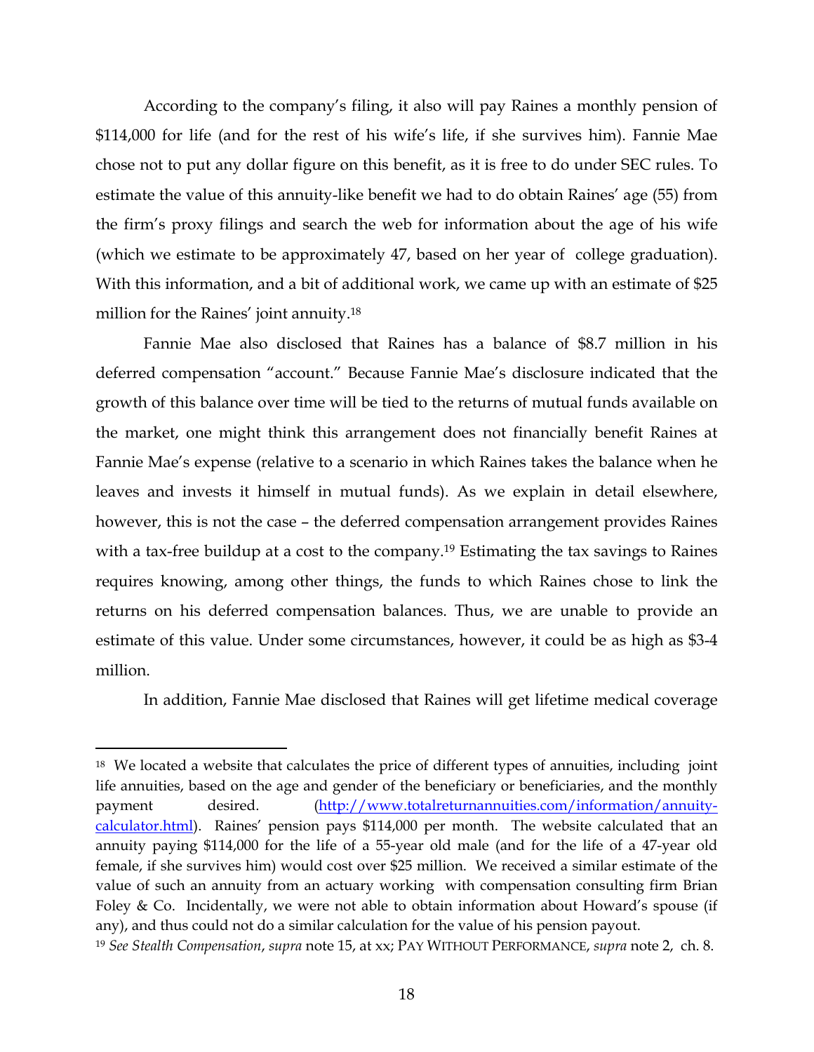According to the company's filing, it also will pay Raines a monthly pension of $114,000 for life (and for the rest of his wife's life, if she survives him). Fannie Mae chose not to put any dollar figure on this benefit, as it is free to do under SEC rules. To estimate the value of this annuity-like benefit we had to do obtain Raines' age (55) from the firm's proxy filings and search the web for information about the age of his wife (which we estimate to be approximately 47, based on her year of college graduation). With this information, and a bit of additional work, we came up with an estimate of $25 million for the Raines' joint annuity.[18]

Fannie Mae also disclosed that Raines has a balance of $8.7 million in his deferred compensation "account." Because Fannie Mae's disclosure indicated that the growth of this balance over time will be tied to the returns of mutual funds available on the market, one might think this arrangement does not financially benefit Raines at Fannie Mae's expense (relative to a scenario in which Raines takes the balance when he leaves and invests it himself in mutual funds). As we explain in detail elsewhere, however, this is not the case – the deferred compensation arrangement provides Raines with a tax-free buildup at a cost to the company.[19] Estimating the tax savings to Raines requires knowing, among other things, the funds to which Raines chose to link the returns on his deferred compensation balances. Thus, we are unable to provide an estimate of this value. Under some circumstances, however, it could be as high as $3-4 million.

In addition, Fannie Mae disclosed that Raines will get lifetime medical coverage

---

[18] We located a website that calculates the price of different types of annuities, including joint life annuities, based on the age and gender of the beneficiary or beneficiaries, and the monthly payment desired. (http://www.totalreturnannuities.com/information/annuity-calculator.html). Raines' pension pays $114,000 per month. The website calculated that an annuity paying $114,000 for the life of a 55-year old male (and for the life of a 47-year old female, if she survives him) would cost over $25 million. We received a similar estimate of the value of such an annuity from an actuary working with compensation consulting firm Brian Foley & Co. Incidentally, we were not able to obtain information about Howard's spouse (if any), and thus could not do a similar calculation for the value of his pension payout.

[19] *See Stealth Compensation*, *supra* note 15, at xx; PAY WITHOUT PERFORMANCE, *supra* note 2, ch. 8.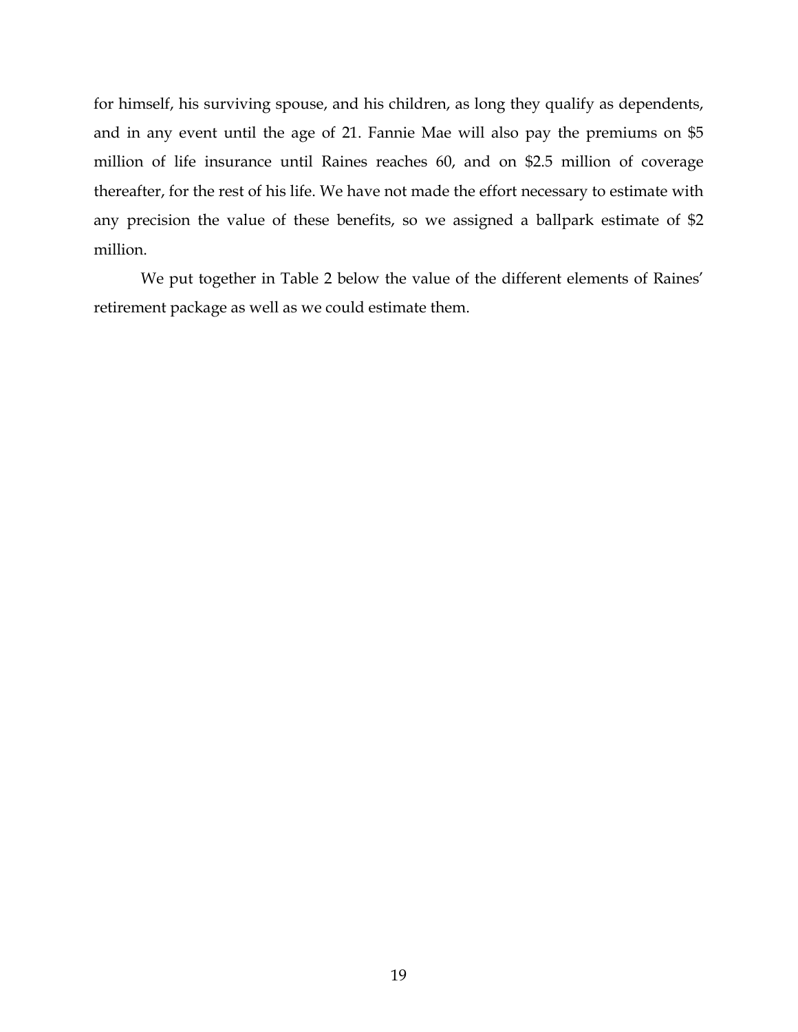for himself, his surviving spouse, and his children, as long they qualify as dependents, and in any event until the age of 21. Fannie Mae will also pay the premiums on $5 million of life insurance until Raines reaches 60, and on $2.5 million of coverage thereafter, for the rest of his life. We have not made the effort necessary to estimate with any precision the value of these benefits, so we assigned a ballpark estimate of $2 million.

We put together in Table 2 below the value of the different elements of Raines' retirement package as well as we could estimate them.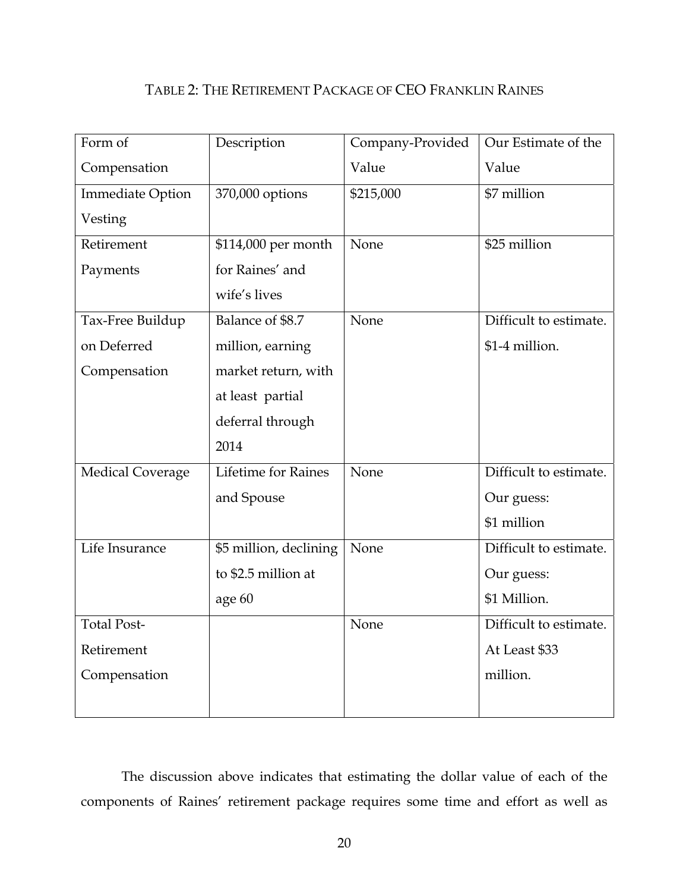TABLE 2: THE RETIREMENT PACKAGE OF CEO FRANKLIN RAINES

| Form of Compensation | Description | Company-Provided Value | Our Estimate of the Value |
|---|---|---|---|
| Immediate Option Vesting | 370,000 options | $215,000 | $7 million |
| Retirement Payments | $114,000 per month for Raines' and wife's lives | None | $25 million |
| Tax-Free Buildup on Deferred Compensation | Balance of $8.7 million, earning market return, with at least partial deferral through 2014 | None | Difficult to estimate. $1-4 million. |
| Medical Coverage | Lifetime for Raines and Spouse | None | Difficult to estimate. Our guess: $1 million |
| Life Insurance | $5 million, declining to $2.5 million at age 60 | None | Difficult to estimate. Our guess: $1 Million. |
| Total Post-Retirement Compensation | | None | Difficult to estimate. At Least $33 million. |

The discussion above indicates that estimating the dollar value of each of the components of Raines' retirement package requires some time and effort as well as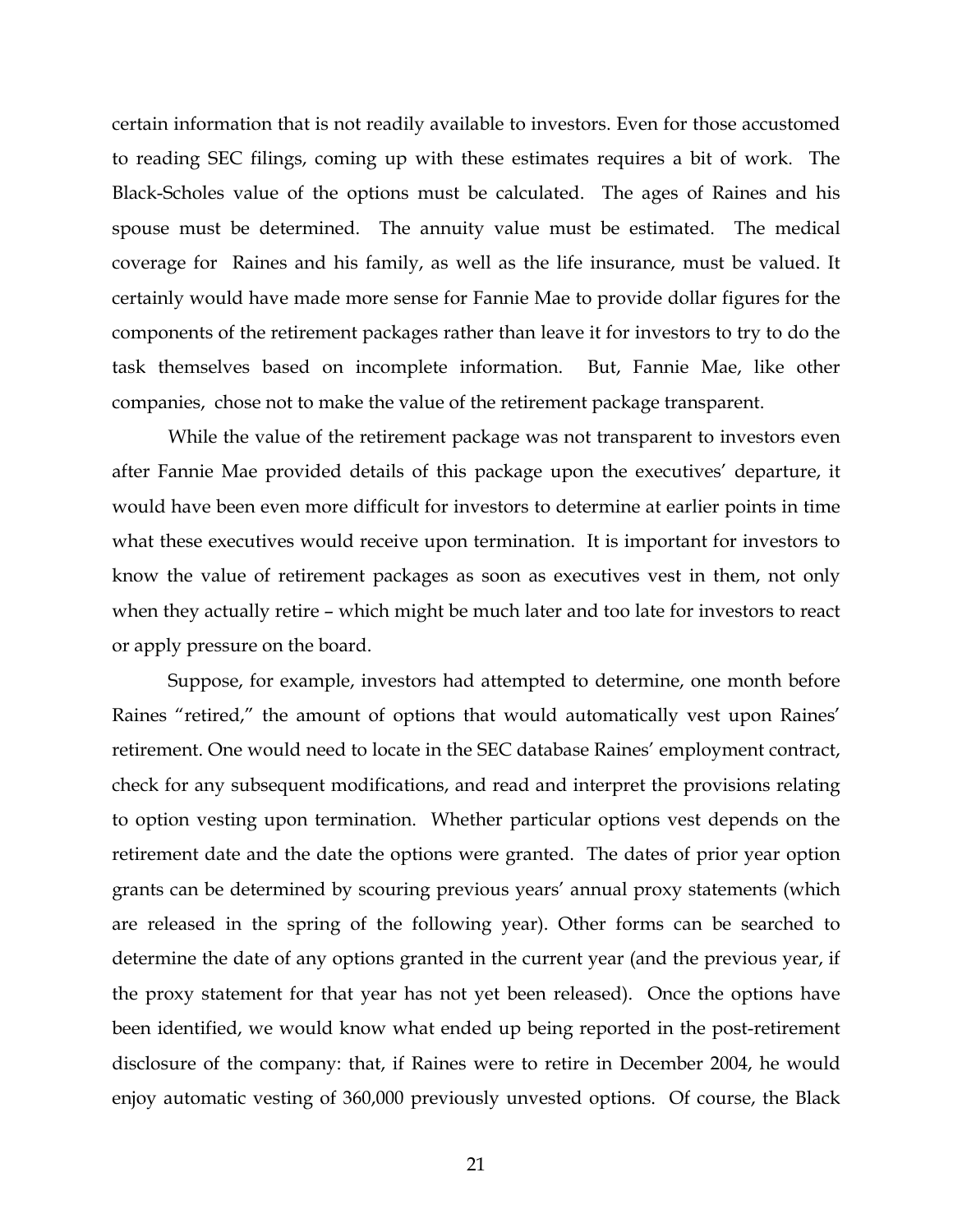certain information that is not readily available to investors. Even for those accustomed to reading SEC filings, coming up with these estimates requires a bit of work. The Black-Scholes value of the options must be calculated. The ages of Raines and his spouse must be determined. The annuity value must be estimated. The medical coverage for Raines and his family, as well as the life insurance, must be valued. It certainly would have made more sense for Fannie Mae to provide dollar figures for the components of the retirement packages rather than leave it for investors to try to do the task themselves based on incomplete information. But, Fannie Mae, like other companies, chose not to make the value of the retirement package transparent.

While the value of the retirement package was not transparent to investors even after Fannie Mae provided details of this package upon the executives' departure, it would have been even more difficult for investors to determine at earlier points in time what these executives would receive upon termination. It is important for investors to know the value of retirement packages as soon as executives vest in them, not only when they actually retire – which might be much later and too late for investors to react or apply pressure on the board.

Suppose, for example, investors had attempted to determine, one month before Raines "retired," the amount of options that would automatically vest upon Raines' retirement. One would need to locate in the SEC database Raines' employment contract, check for any subsequent modifications, and read and interpret the provisions relating to option vesting upon termination. Whether particular options vest depends on the retirement date and the date the options were granted. The dates of prior year option grants can be determined by scouring previous years' annual proxy statements (which are released in the spring of the following year). Other forms can be searched to determine the date of any options granted in the current year (and the previous year, if the proxy statement for that year has not yet been released). Once the options have been identified, we would know what ended up being reported in the post-retirement disclosure of the company: that, if Raines were to retire in December 2004, he would enjoy automatic vesting of 360,000 previously unvested options. Of course, the Black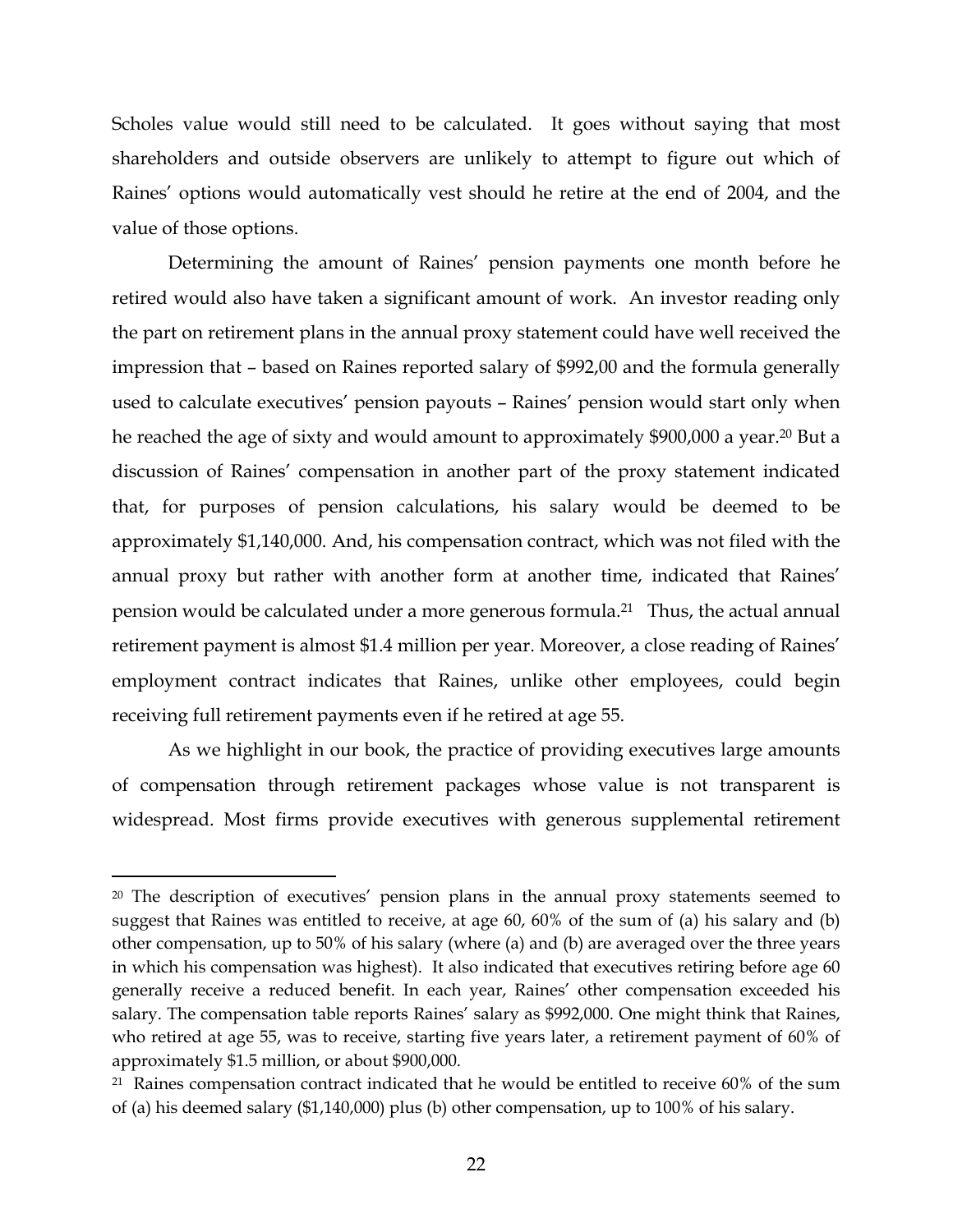Scholes value would still need to be calculated. It goes without saying that most shareholders and outside observers are unlikely to attempt to figure out which of Raines' options would automatically vest should he retire at the end of 2004, and the value of those options.

Determining the amount of Raines' pension payments one month before he retired would also have taken a significant amount of work. An investor reading only the part on retirement plans in the annual proxy statement could have well received the impression that – based on Raines reported salary of $992,00 and the formula generally used to calculate executives' pension payouts – Raines' pension would start only when he reached the age of sixty and would amount to approximately $900,000 a year.[20] But a discussion of Raines' compensation in another part of the proxy statement indicated that, for purposes of pension calculations, his salary would be deemed to be approximately $1,140,000. And, his compensation contract, which was not filed with the annual proxy but rather with another form at another time, indicated that Raines' pension would be calculated under a more generous formula.[21] Thus, the actual annual retirement payment is almost $1.4 million per year. Moreover, a close reading of Raines' employment contract indicates that Raines, unlike other employees, could begin receiving full retirement payments even if he retired at age 55.

As we highlight in our book, the practice of providing executives large amounts of compensation through retirement packages whose value is not transparent is widespread. Most firms provide executives with generous supplemental retirement

---

[20] The description of executives' pension plans in the annual proxy statements seemed to suggest that Raines was entitled to receive, at age 60, 60% of the sum of (a) his salary and (b) other compensation, up to 50% of his salary (where (a) and (b) are averaged over the three years in which his compensation was highest). It also indicated that executives retiring before age 60 generally receive a reduced benefit. In each year, Raines' other compensation exceeded his salary. The compensation table reports Raines' salary as $992,000. One might think that Raines, who retired at age 55, was to receive, starting five years later, a retirement payment of 60% of approximately $1.5 million, or about $900,000.

[21] Raines compensation contract indicated that he would be entitled to receive 60% of the sum of (a) his deemed salary ($1,140,000) plus (b) other compensation, up to 100% of his salary.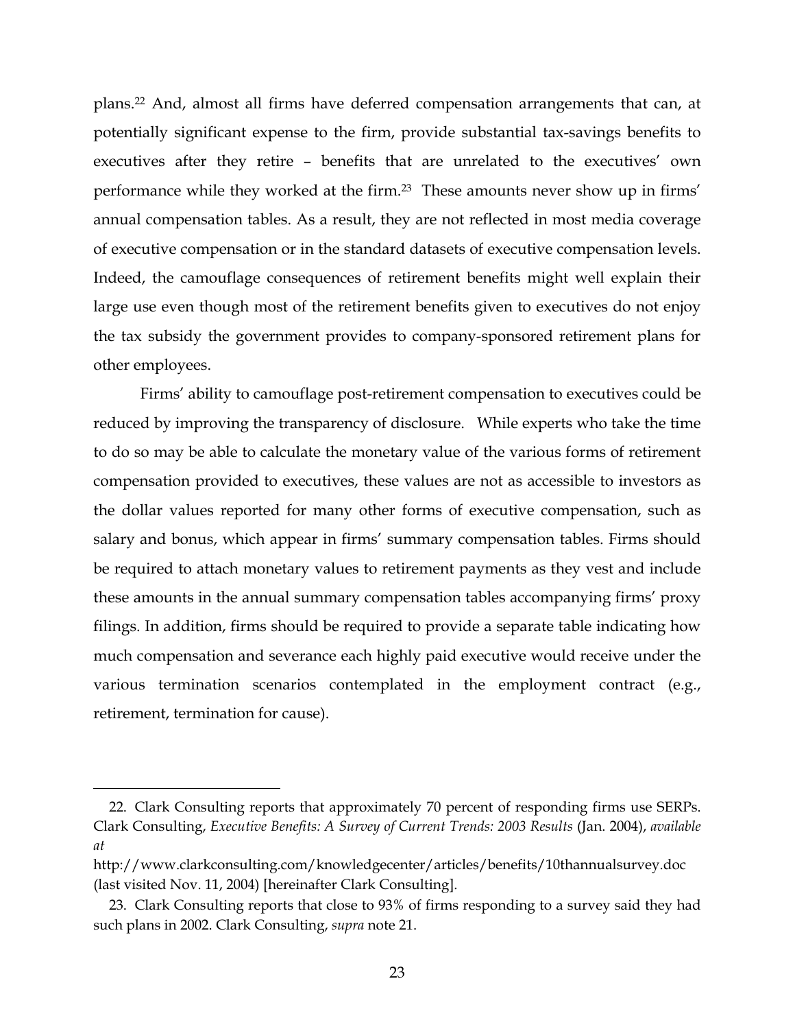plans.[22] And, almost all firms have deferred compensation arrangements that can, at potentially significant expense to the firm, provide substantial tax-savings benefits to executives after they retire – benefits that are unrelated to the executives' own performance while they worked at the firm.[23] These amounts never show up in firms' annual compensation tables. As a result, they are not reflected in most media coverage of executive compensation or in the standard datasets of executive compensation levels. Indeed, the camouflage consequences of retirement benefits might well explain their large use even though most of the retirement benefits given to executives do not enjoy the tax subsidy the government provides to company-sponsored retirement plans for other employees.

Firms' ability to camouflage post-retirement compensation to executives could be reduced by improving the transparency of disclosure. While experts who take the time to do so may be able to calculate the monetary value of the various forms of retirement compensation provided to executives, these values are not as accessible to investors as the dollar values reported for many other forms of executive compensation, such as salary and bonus, which appear in firms' summary compensation tables. Firms should be required to attach monetary values to retirement payments as they vest and include these amounts in the annual summary compensation tables accompanying firms' proxy filings. In addition, firms should be required to provide a separate table indicating how much compensation and severance each highly paid executive would receive under the various termination scenarios contemplated in the employment contract (e.g., retirement, termination for cause).

---

22. Clark Consulting reports that approximately 70 percent of responding firms use SERPs. Clark Consulting, *Executive Benefits: A Survey of Current Trends: 2003 Results* (Jan. 2004), *available at* http://www.clarkconsulting.com/knowledgecenter/articles/benefits/10thannualsurvey.doc (last visited Nov. 11, 2004) [hereinafter Clark Consulting].

23. Clark Consulting reports that close to 93% of firms responding to a survey said they had such plans in 2002. Clark Consulting, *supra* note 21.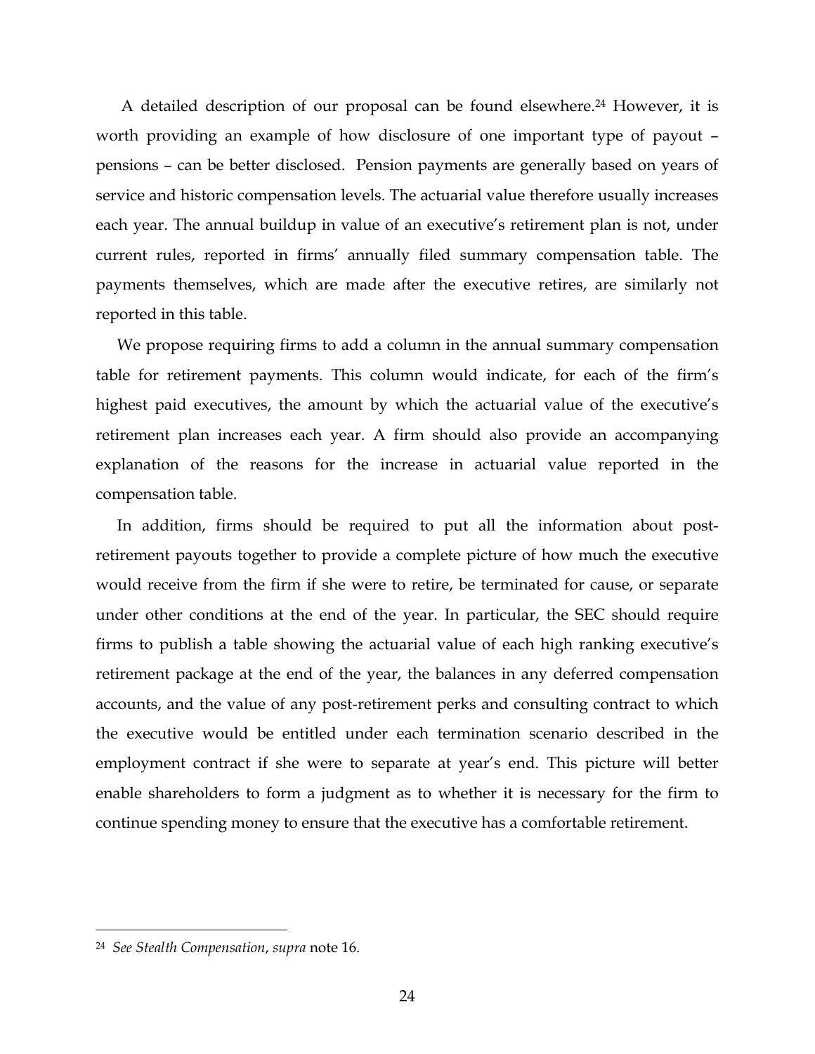A detailed description of our proposal can be found elsewhere.[24] However, it is worth providing an example of how disclosure of one important type of payout – pensions – can be better disclosed. Pension payments are generally based on years of service and historic compensation levels. The actuarial value therefore usually increases each year. The annual buildup in value of an executive's retirement plan is not, under current rules, reported in firms' annually filed summary compensation table. The payments themselves, which are made after the executive retires, are similarly not reported in this table.

We propose requiring firms to add a column in the annual summary compensation table for retirement payments. This column would indicate, for each of the firm's highest paid executives, the amount by which the actuarial value of the executive's retirement plan increases each year. A firm should also provide an accompanying explanation of the reasons for the increase in actuarial value reported in the compensation table.

In addition, firms should be required to put all the information about post-retirement payouts together to provide a complete picture of how much the executive would receive from the firm if she were to retire, be terminated for cause, or separate under other conditions at the end of the year. In particular, the SEC should require firms to publish a table showing the actuarial value of each high ranking executive's retirement package at the end of the year, the balances in any deferred compensation accounts, and the value of any post-retirement perks and consulting contract to which the executive would be entitled under each termination scenario described in the employment contract if she were to separate at year's end. This picture will better enable shareholders to form a judgment as to whether it is necessary for the firm to continue spending money to ensure that the executive has a comfortable retirement.

---

[24] *See Stealth Compensation*, *supra* note 16.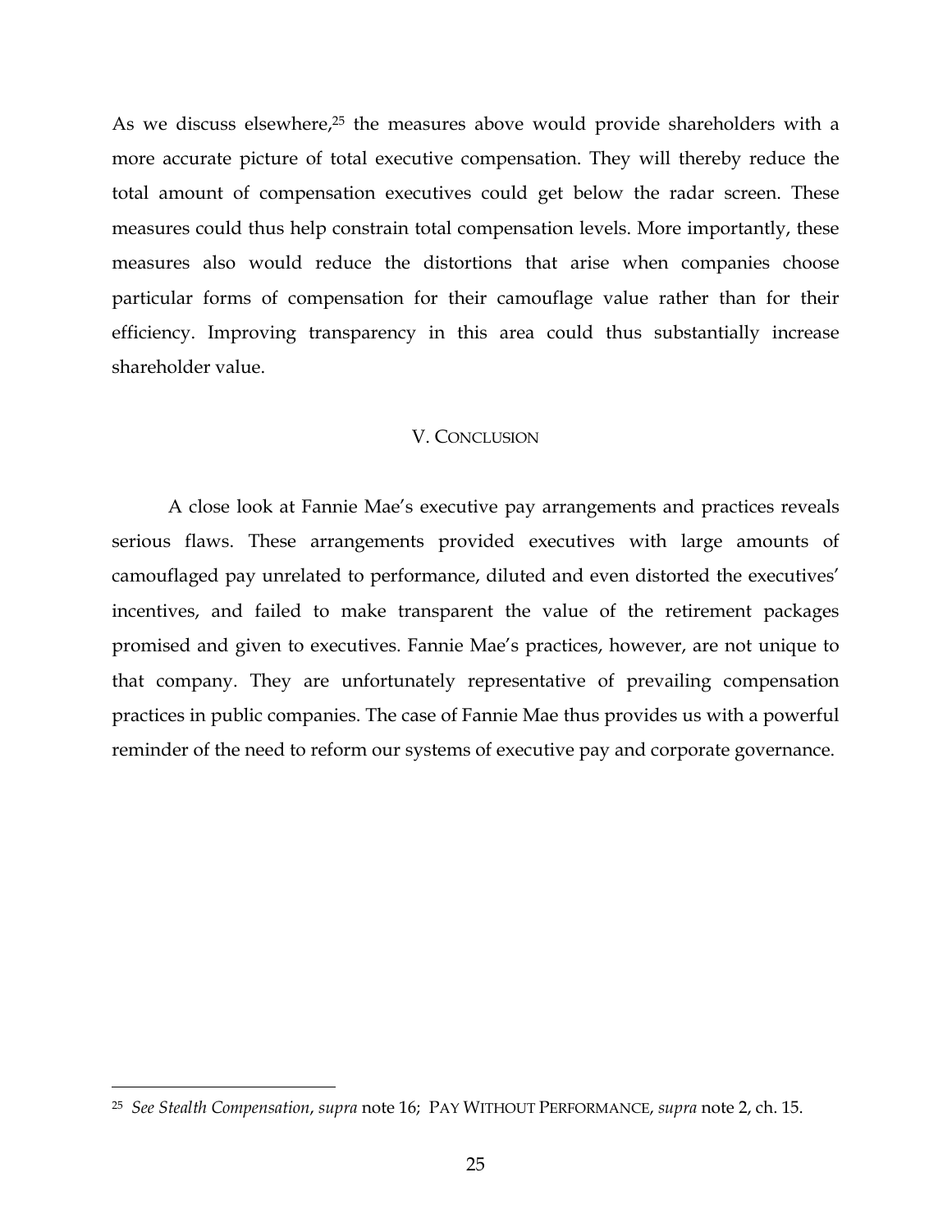As we discuss elsewhere,[25] the measures above would provide shareholders with a more accurate picture of total executive compensation. They will thereby reduce the total amount of compensation executives could get below the radar screen. These measures could thus help constrain total compensation levels. More importantly, these measures also would reduce the distortions that arise when companies choose particular forms of compensation for their camouflage value rather than for their efficiency. Improving transparency in this area could thus substantially increase shareholder value.

## V. CONCLUSION

A close look at Fannie Mae's executive pay arrangements and practices reveals serious flaws. These arrangements provided executives with large amounts of camouflaged pay unrelated to performance, diluted and even distorted the executives' incentives, and failed to make transparent the value of the retirement packages promised and given to executives. Fannie Mae's practices, however, are not unique to that company. They are unfortunately representative of prevailing compensation practices in public companies. The case of Fannie Mae thus provides us with a powerful reminder of the need to reform our systems of executive pay and corporate governance.

---

[25] *See Stealth Compensation*, *supra* note 16; PAY WITHOUT PERFORMANCE, *supra* note 2, ch. 15.